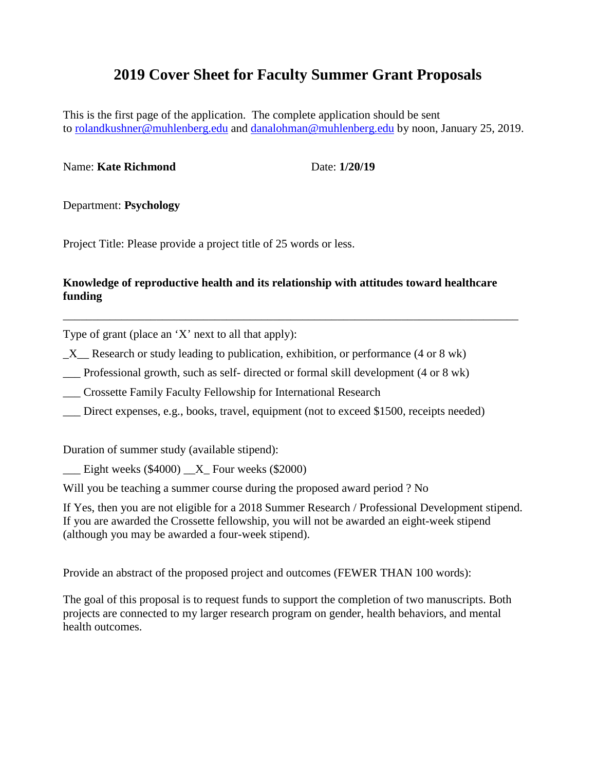# 2019 Cover Sheet for Faculty Summer Grant Proposals

This is the first page of the application. The complete application should be sent to rolandkushner@muhlenberg.edu and danalohman@muhlenberg.edu by noon, January 25, 2019.

Name: **Kate Richmond** Date: **1/20/19**

Department: **Psychology**

Project Title: Please provide a project title of 25 words or less.

**Knowledge of reproductive health and its relationship with attitudes toward healthcare funding**

---

Type of grant (place an 'X' next to all that apply):

_X__ Research or study leading to publication, exhibition, or performance (4 or 8 wk)

___ Professional growth, such as self- directed or formal skill development (4 or 8 wk)

___ Crossette Family Faculty Fellowship for International Research

___ Direct expenses, e.g., books, travel, equipment (not to exceed $1500, receipts needed)

Duration of summer study (available stipend):

___ Eight weeks ($4000) __X_ Four weeks ($2000)

Will you be teaching a summer course during the proposed award period ? No

If Yes, then you are not eligible for a 2018 Summer Research / Professional Development stipend. If you are awarded the Crossette fellowship, you will not be awarded an eight-week stipend (although you may be awarded a four-week stipend).

Provide an abstract of the proposed project and outcomes (FEWER THAN 100 words):

The goal of this proposal is to request funds to support the completion of two manuscripts. Both projects are connected to my larger research program on gender, health behaviors, and mental health outcomes.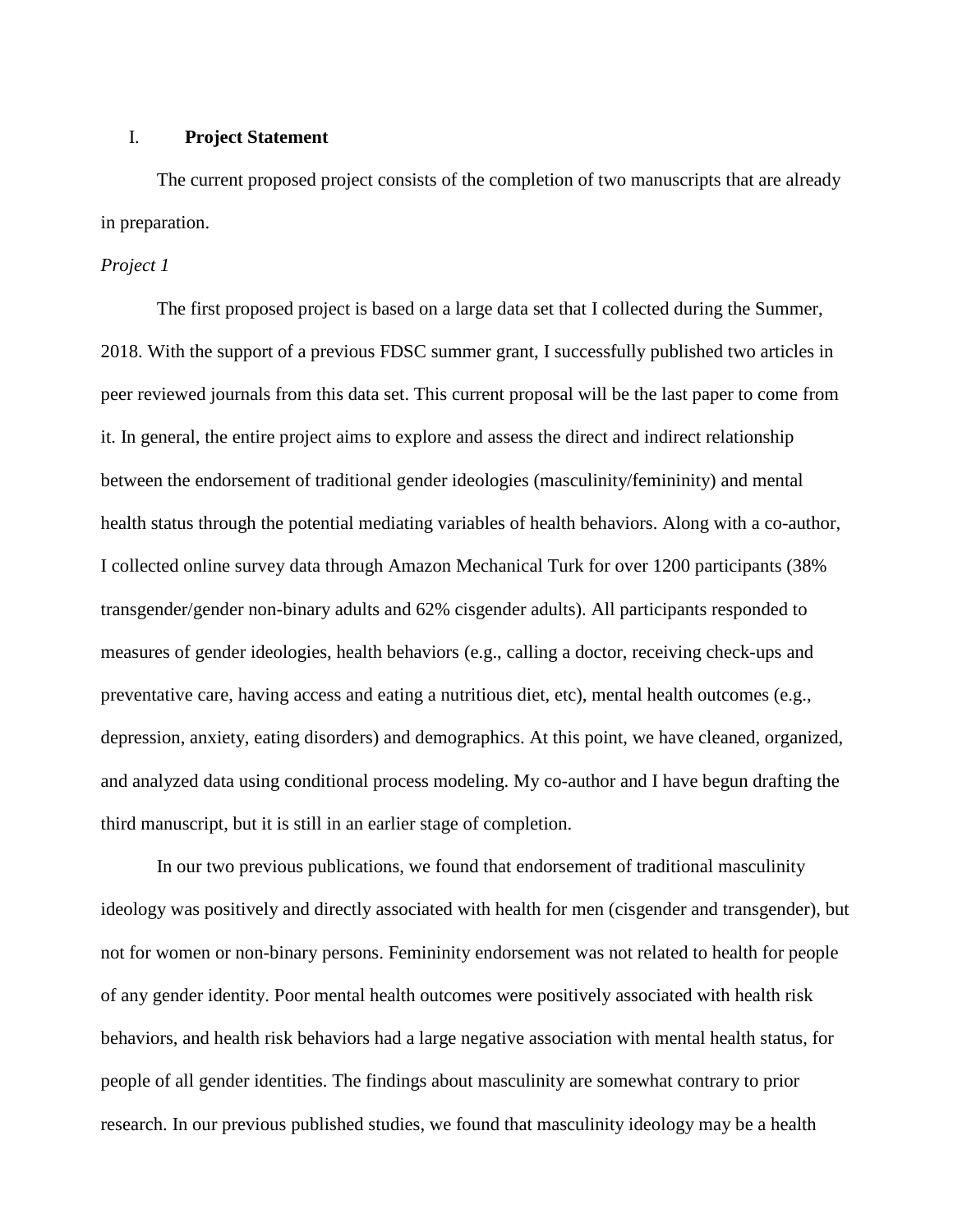## I. **Project Statement**

The current proposed project consists of the completion of two manuscripts that are already in preparation.

*Project 1*

The first proposed project is based on a large data set that I collected during the Summer, 2018. With the support of a previous FDSC summer grant, I successfully published two articles in peer reviewed journals from this data set. This current proposal will be the last paper to come from it. In general, the entire project aims to explore and assess the direct and indirect relationship between the endorsement of traditional gender ideologies (masculinity/femininity) and mental health status through the potential mediating variables of health behaviors. Along with a co-author, I collected online survey data through Amazon Mechanical Turk for over 1200 participants (38% transgender/gender non-binary adults and 62% cisgender adults). All participants responded to measures of gender ideologies, health behaviors (e.g., calling a doctor, receiving check-ups and preventative care, having access and eating a nutritious diet, etc), mental health outcomes (e.g., depression, anxiety, eating disorders) and demographics. At this point, we have cleaned, organized, and analyzed data using conditional process modeling. My co-author and I have begun drafting the third manuscript, but it is still in an earlier stage of completion.

In our two previous publications, we found that endorsement of traditional masculinity ideology was positively and directly associated with health for men (cisgender and transgender), but not for women or non-binary persons. Femininity endorsement was not related to health for people of any gender identity. Poor mental health outcomes were positively associated with health risk behaviors, and health risk behaviors had a large negative association with mental health status, for people of all gender identities. The findings about masculinity are somewhat contrary to prior research. In our previous published studies, we found that masculinity ideology may be a health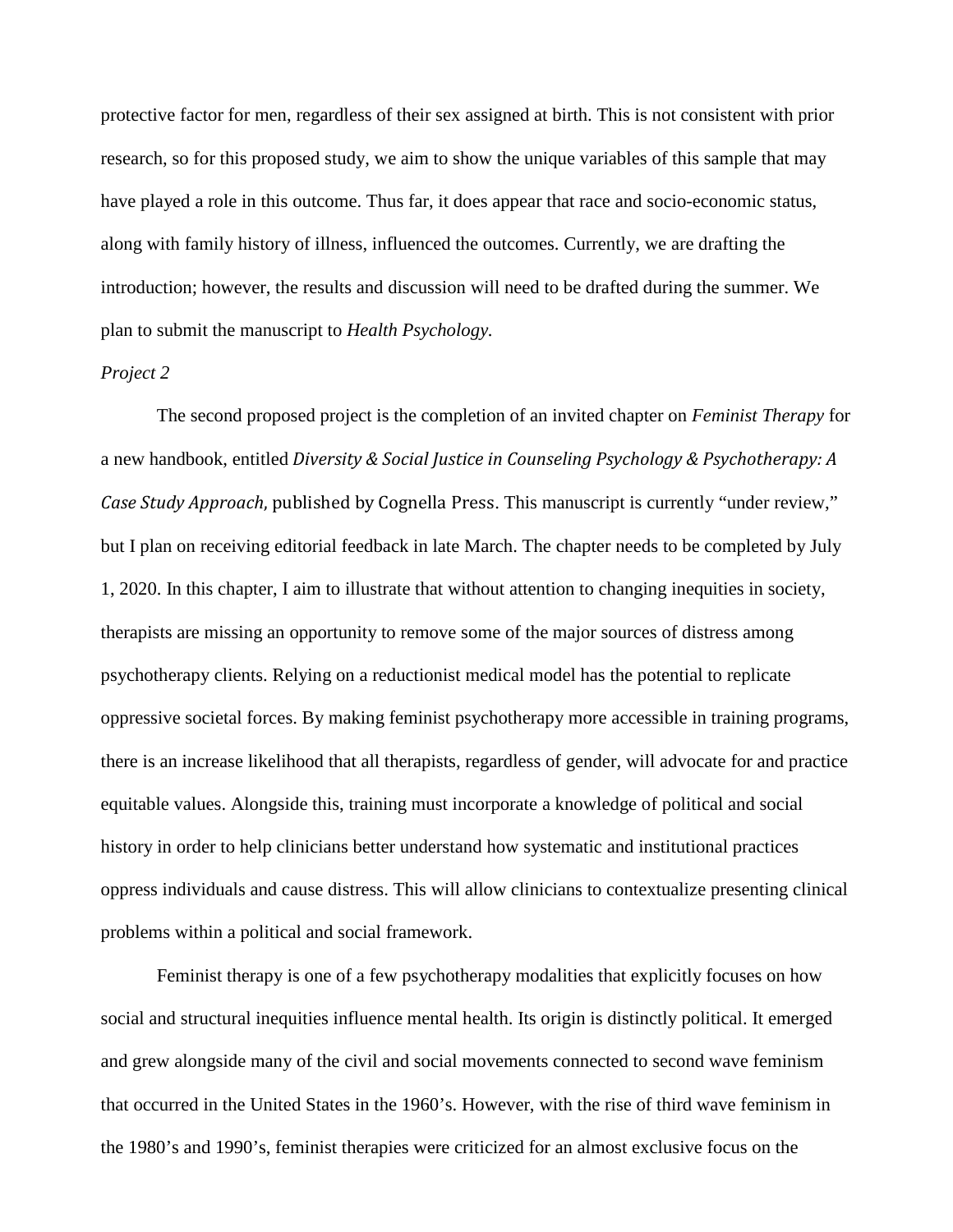protective factor for men, regardless of their sex assigned at birth. This is not consistent with prior research, so for this proposed study, we aim to show the unique variables of this sample that may have played a role in this outcome. Thus far, it does appear that race and socio-economic status, along with family history of illness, influenced the outcomes. Currently, we are drafting the introduction; however, the results and discussion will need to be drafted during the summer. We plan to submit the manuscript to *Health Psychology.*

*Project 2*

The second proposed project is the completion of an invited chapter on *Feminist Therapy* for a new handbook, entitled *Diversity & Social Justice in Counseling Psychology & Psychotherapy: A Case Study Approach,* published by Cognella Press. This manuscript is currently "under review," but I plan on receiving editorial feedback in late March. The chapter needs to be completed by July 1, 2020. In this chapter, I aim to illustrate that without attention to changing inequities in society, therapists are missing an opportunity to remove some of the major sources of distress among psychotherapy clients. Relying on a reductionist medical model has the potential to replicate oppressive societal forces. By making feminist psychotherapy more accessible in training programs, there is an increase likelihood that all therapists, regardless of gender, will advocate for and practice equitable values. Alongside this, training must incorporate a knowledge of political and social history in order to help clinicians better understand how systematic and institutional practices oppress individuals and cause distress. This will allow clinicians to contextualize presenting clinical problems within a political and social framework.

Feminist therapy is one of a few psychotherapy modalities that explicitly focuses on how social and structural inequities influence mental health. Its origin is distinctly political. It emerged and grew alongside many of the civil and social movements connected to second wave feminism that occurred in the United States in the 1960's. However, with the rise of third wave feminism in the 1980's and 1990's, feminist therapies were criticized for an almost exclusive focus on the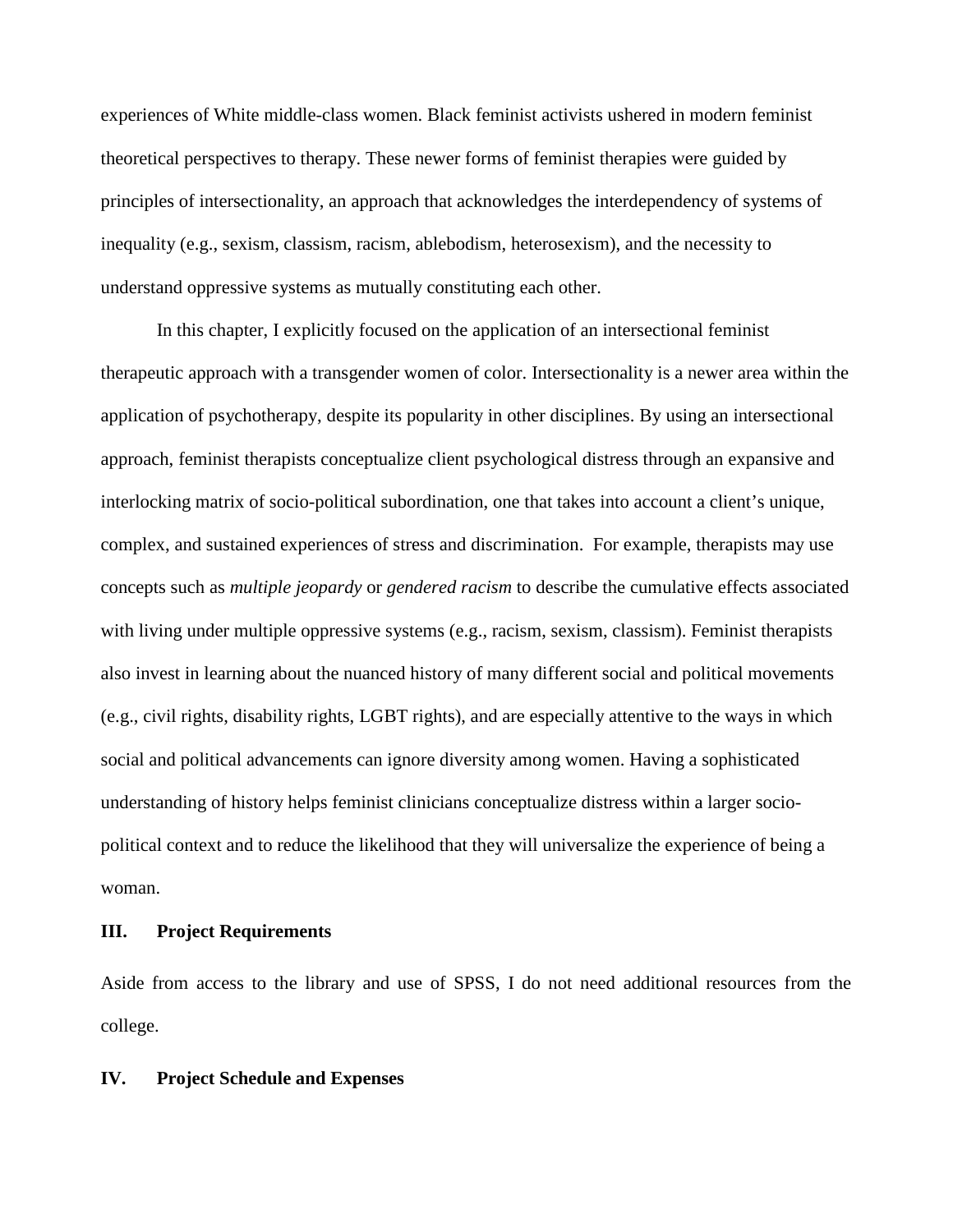experiences of White middle-class women. Black feminist activists ushered in modern feminist theoretical perspectives to therapy. These newer forms of feminist therapies were guided by principles of intersectionality, an approach that acknowledges the interdependency of systems of inequality (e.g., sexism, classism, racism, ablebodism, heterosexism), and the necessity to understand oppressive systems as mutually constituting each other.

In this chapter, I explicitly focused on the application of an intersectional feminist therapeutic approach with a transgender women of color. Intersectionality is a newer area within the application of psychotherapy, despite its popularity in other disciplines. By using an intersectional approach, feminist therapists conceptualize client psychological distress through an expansive and interlocking matrix of socio-political subordination, one that takes into account a client's unique, complex, and sustained experiences of stress and discrimination. For example, therapists may use concepts such as *multiple jeopardy* or *gendered racism* to describe the cumulative effects associated with living under multiple oppressive systems (e.g., racism, sexism, classism). Feminist therapists also invest in learning about the nuanced history of many different social and political movements (e.g., civil rights, disability rights, LGBT rights), and are especially attentive to the ways in which social and political advancements can ignore diversity among women. Having a sophisticated understanding of history helps feminist clinicians conceptualize distress within a larger socio-political context and to reduce the likelihood that they will universalize the experience of being a woman.

## III. Project Requirements

Aside from access to the library and use of SPSS, I do not need additional resources from the college.

## IV. Project Schedule and Expenses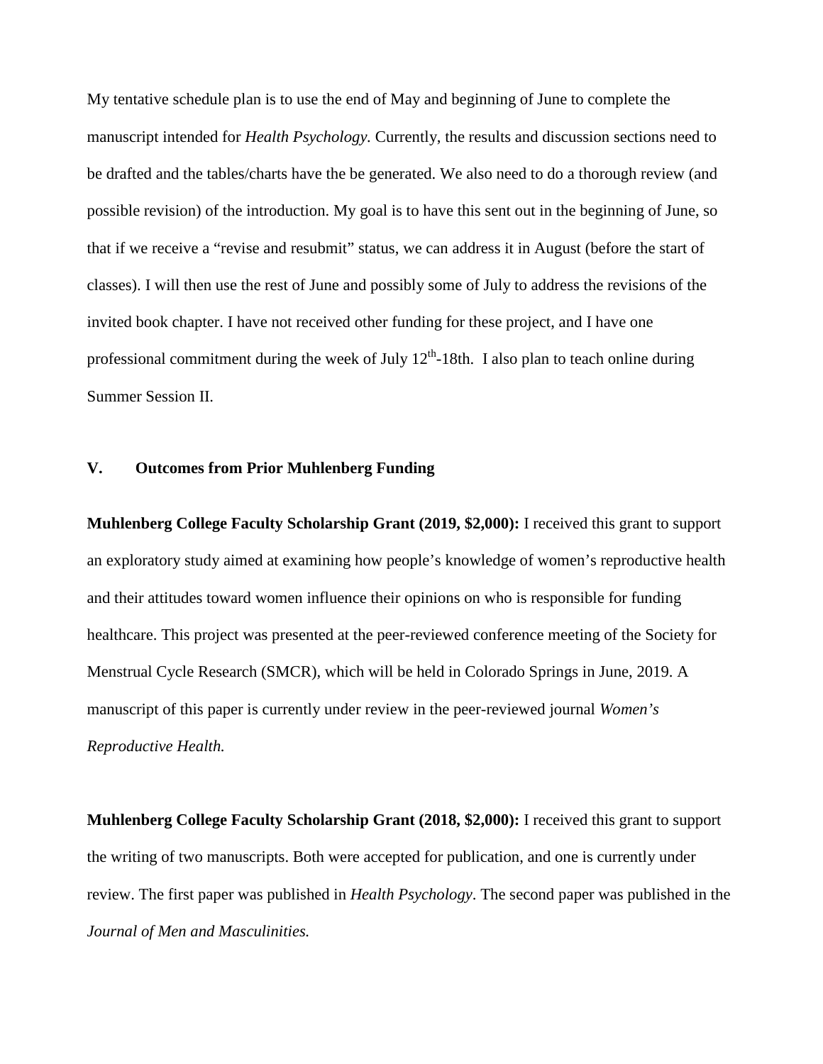My tentative schedule plan is to use the end of May and beginning of June to complete the manuscript intended for *Health Psychology.* Currently, the results and discussion sections need to be drafted and the tables/charts have the be generated. We also need to do a thorough review (and possible revision) of the introduction. My goal is to have this sent out in the beginning of June, so that if we receive a "revise and resubmit" status, we can address it in August (before the start of classes). I will then use the rest of June and possibly some of July to address the revisions of the invited book chapter. I have not received other funding for these project, and I have one professional commitment during the week of July 12th-18th. I also plan to teach online during Summer Session II.

## V. Outcomes from Prior Muhlenberg Funding

**Muhlenberg College Faculty Scholarship Grant (2019, $2,000):** I received this grant to support an exploratory study aimed at examining how people's knowledge of women's reproductive health and their attitudes toward women influence their opinions on who is responsible for funding healthcare. This project was presented at the peer-reviewed conference meeting of the Society for Menstrual Cycle Research (SMCR), which will be held in Colorado Springs in June, 2019. A manuscript of this paper is currently under review in the peer-reviewed journal *Women's Reproductive Health.*

**Muhlenberg College Faculty Scholarship Grant (2018, $2,000):** I received this grant to support the writing of two manuscripts. Both were accepted for publication, and one is currently under review. The first paper was published in *Health Psychology*. The second paper was published in the *Journal of Men and Masculinities.*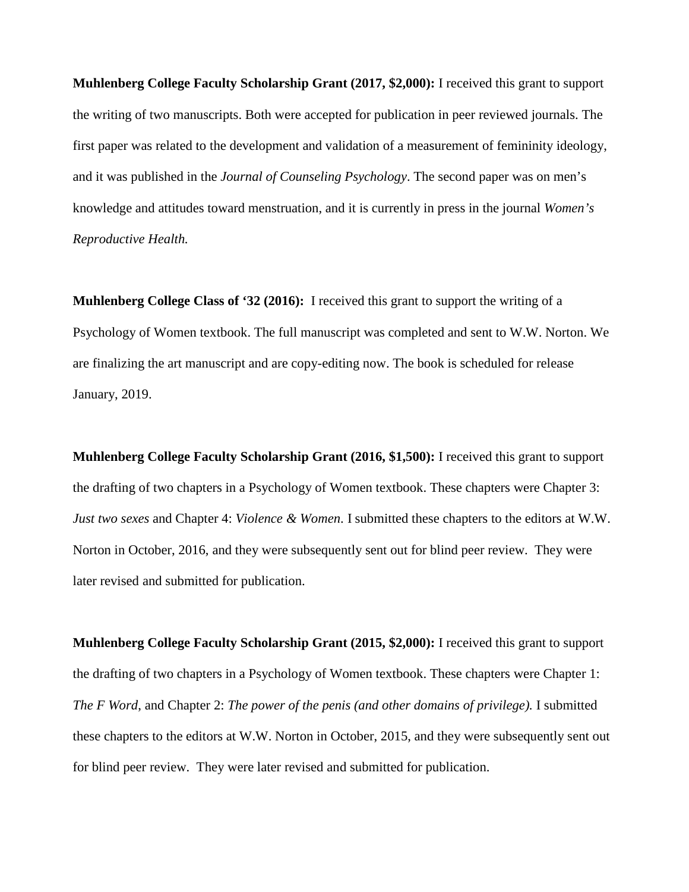**Muhlenberg College Faculty Scholarship Grant (2017, $2,000):** I received this grant to support the writing of two manuscripts. Both were accepted for publication in peer reviewed journals. The first paper was related to the development and validation of a measurement of femininity ideology, and it was published in the *Journal of Counseling Psychology*. The second paper was on men's knowledge and attitudes toward menstruation, and it is currently in press in the journal *Women's Reproductive Health.*

**Muhlenberg College Class of '32 (2016):** I received this grant to support the writing of a Psychology of Women textbook. The full manuscript was completed and sent to W.W. Norton. We are finalizing the art manuscript and are copy-editing now. The book is scheduled for release January, 2019.

**Muhlenberg College Faculty Scholarship Grant (2016, $1,500):** I received this grant to support the drafting of two chapters in a Psychology of Women textbook. These chapters were Chapter 3: *Just two sexes* and Chapter 4: *Violence & Women*. I submitted these chapters to the editors at W.W. Norton in October, 2016, and they were subsequently sent out for blind peer review. They were later revised and submitted for publication.

**Muhlenberg College Faculty Scholarship Grant (2015, $2,000):** I received this grant to support the drafting of two chapters in a Psychology of Women textbook. These chapters were Chapter 1: *The F Word*, and Chapter 2: *The power of the penis (and other domains of privilege).* I submitted these chapters to the editors at W.W. Norton in October, 2015, and they were subsequently sent out for blind peer review. They were later revised and submitted for publication.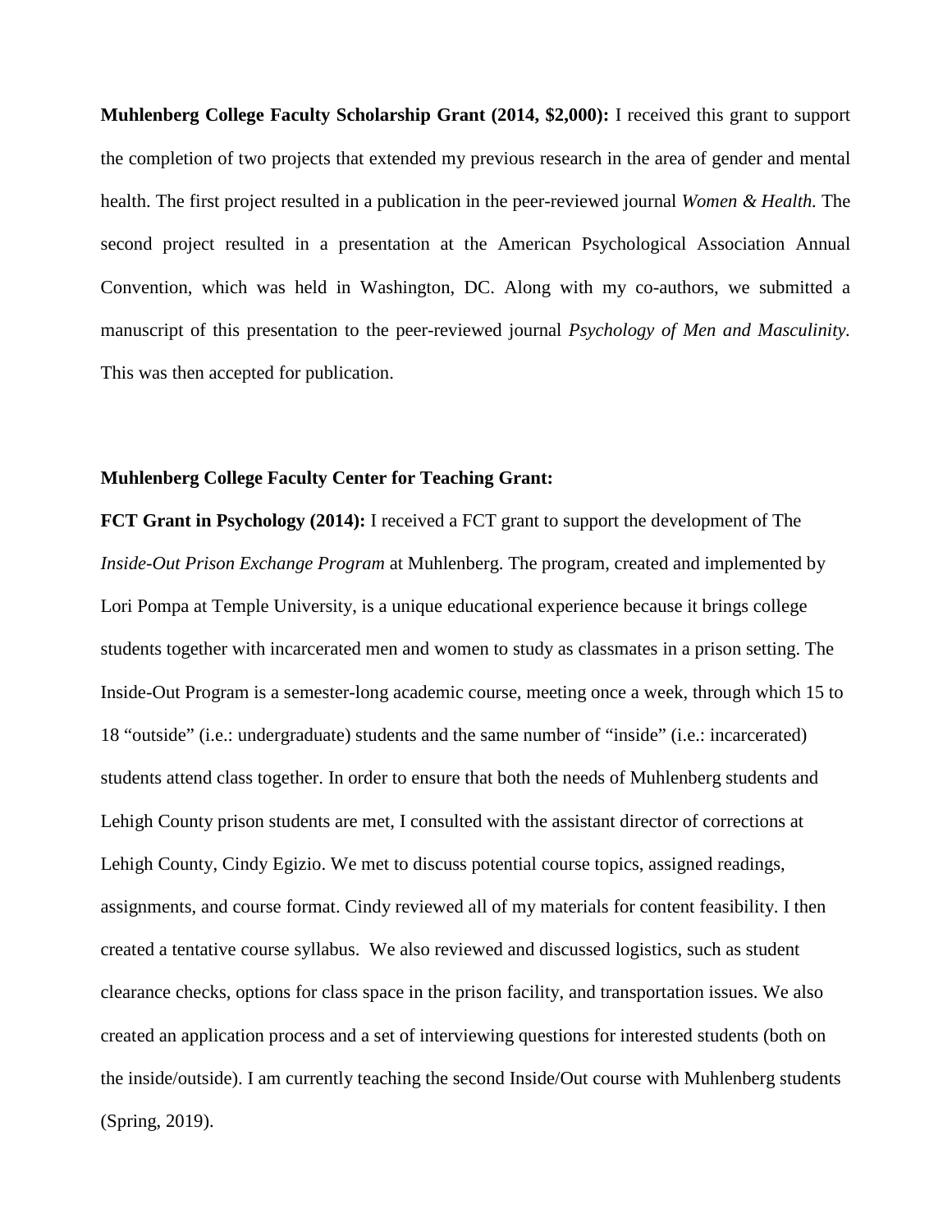**Muhlenberg College Faculty Scholarship Grant (2014, $2,000):** I received this grant to support the completion of two projects that extended my previous research in the area of gender and mental health. The first project resulted in a publication in the peer-reviewed journal *Women & Health.* The second project resulted in a presentation at the American Psychological Association Annual Convention, which was held in Washington, DC. Along with my co-authors, we submitted a manuscript of this presentation to the peer-reviewed journal *Psychology of Men and Masculinity.* This was then accepted for publication.

**Muhlenberg College Faculty Center for Teaching Grant:**

**FCT Grant in Psychology (2014):** I received a FCT grant to support the development of The *Inside-Out Prison Exchange Program* at Muhlenberg. The program, created and implemented by Lori Pompa at Temple University, is a unique educational experience because it brings college students together with incarcerated men and women to study as classmates in a prison setting. The Inside-Out Program is a semester-long academic course, meeting once a week, through which 15 to 18 "outside" (i.e.: undergraduate) students and the same number of "inside" (i.e.: incarcerated) students attend class together. In order to ensure that both the needs of Muhlenberg students and Lehigh County prison students are met, I consulted with the assistant director of corrections at Lehigh County, Cindy Egizio. We met to discuss potential course topics, assigned readings, assignments, and course format. Cindy reviewed all of my materials for content feasibility. I then created a tentative course syllabus. We also reviewed and discussed logistics, such as student clearance checks, options for class space in the prison facility, and transportation issues. We also created an application process and a set of interviewing questions for interested students (both on the inside/outside). I am currently teaching the second Inside/Out course with Muhlenberg students (Spring, 2019).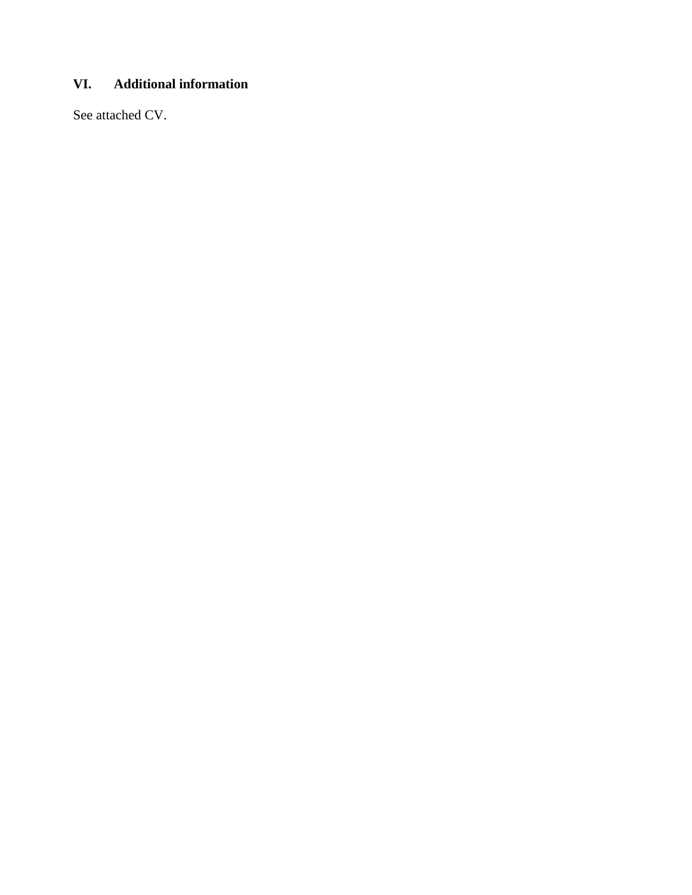## VI. Additional information

See attached CV.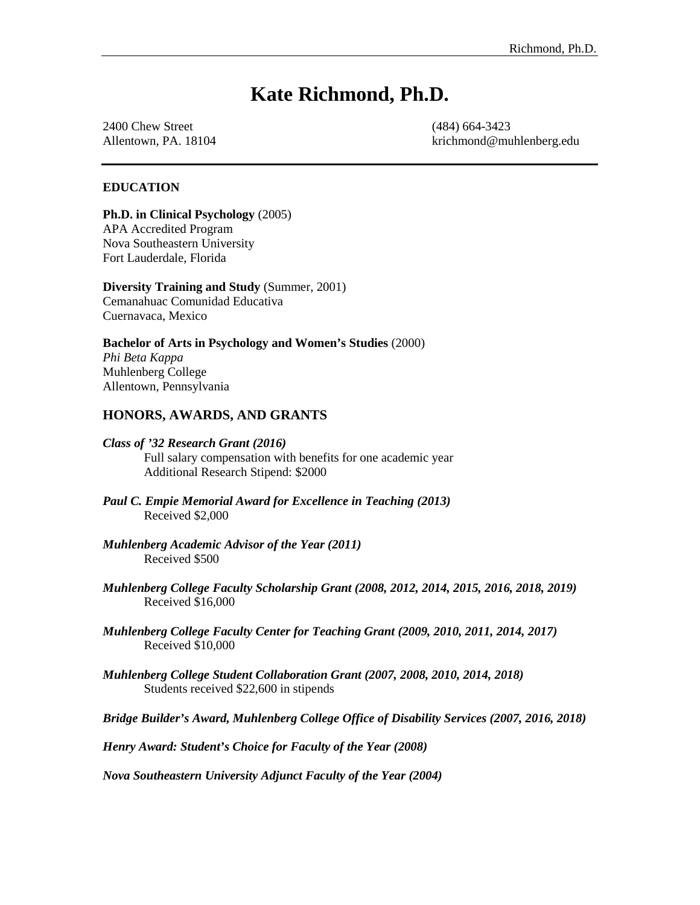# Kate Richmond, Ph.D.

2400 Chew Street
Allentown, PA. 18104

(484) 664-3423
krichmond@muhlenberg.edu

**EDUCATION**

**Ph.D. in Clinical Psychology** (2005)
APA Accredited Program
Nova Southeastern University
Fort Lauderdale, Florida

**Diversity Training and Study** (Summer, 2001)
Cemanahuac Comunidad Educativa
Cuernavaca, Mexico

**Bachelor of Arts in Psychology and Women's Studies** (2000)
*Phi Beta Kappa*
Muhlenberg College
Allentown, Pennsylvania

## HONORS, AWARDS, AND GRANTS

***Class of '32 Research Grant (2016)***
Full salary compensation with benefits for one academic year
Additional Research Stipend: $2000

***Paul C. Empie Memorial Award for Excellence in Teaching (2013)***
Received $2,000

***Muhlenberg Academic Advisor of the Year (2011)***
Received $500

***Muhlenberg College Faculty Scholarship Grant (2008, 2012, 2014, 2015, 2016, 2018, 2019)***
Received $16,000

***Muhlenberg College Faculty Center for Teaching Grant (2009, 2010, 2011, 2014, 2017)***
Received $10,000

***Muhlenberg College Student Collaboration Grant (2007, 2008, 2010, 2014, 2018)***
Students received $22,600 in stipends

***Bridge Builder's Award, Muhlenberg College Office of Disability Services (2007, 2016, 2018)***

***Henry Award: Student's Choice for Faculty of the Year (2008)***

***Nova Southeastern University Adjunct Faculty of the Year (2004)***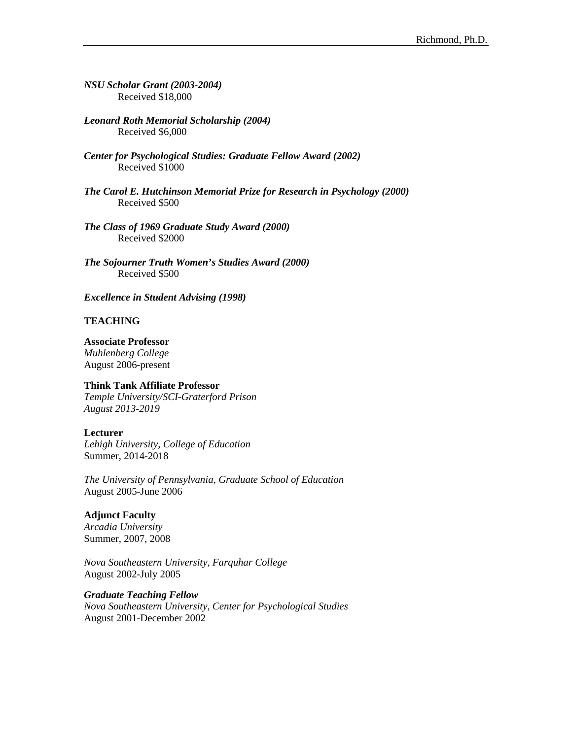***NSU Scholar Grant (2003-2004)***
Received $18,000

***Leonard Roth Memorial Scholarship (2004)***
Received $6,000

***Center for Psychological Studies: Graduate Fellow Award (2002)***
Received $1000

***The Carol E. Hutchinson Memorial Prize for Research in Psychology (2000)***
Received $500

***The Class of 1969 Graduate Study Award (2000)***
Received $2000

***The Sojourner Truth Women's Studies Award (2000)***
Received $500

***Excellence in Student Advising (1998)***

**TEACHING**

**Associate Professor**
*Muhlenberg College*
August 2006-present

**Think Tank Affiliate Professor**
*Temple University/SCI-Graterford Prison*
*August 2013-2019*

**Lecturer**
*Lehigh University, College of Education*
Summer, 2014-2018

*The University of Pennsylvania, Graduate School of Education*
August 2005-June 2006

**Adjunct Faculty**
*Arcadia University*
Summer, 2007, 2008

*Nova Southeastern University, Farquhar College*
August 2002-July 2005

***Graduate Teaching Fellow***
*Nova Southeastern University, Center for Psychological Studies*
August 2001-December 2002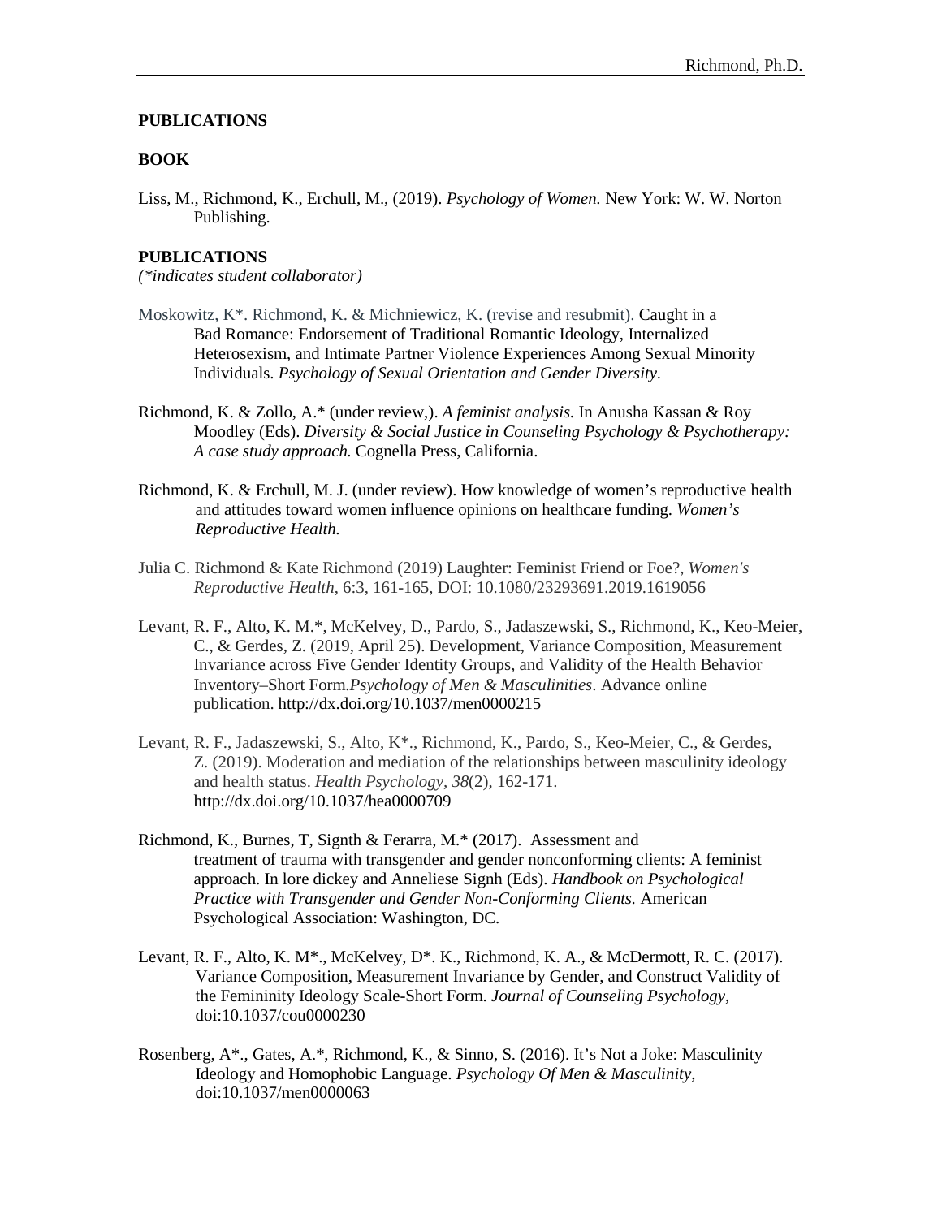## PUBLICATIONS

### BOOK

Liss, M., Richmond, K., Erchull, M., (2019). *Psychology of Women.* New York: W. W. Norton Publishing.

### PUBLICATIONS

*(\*indicates student collaborator)*

Moskowitz, K*. Richmond, K. & Michniewicz, K. (revise and resubmit). Caught in a Bad Romance: Endorsement of Traditional Romantic Ideology, Internalized Heterosexism, and Intimate Partner Violence Experiences Among Sexual Minority Individuals. *Psychology of Sexual Orientation and Gender Diversity*.

Richmond, K. & Zollo, A.* (under review,). *A feminist analysis.* In Anusha Kassan & Roy Moodley (Eds). *Diversity & Social Justice in Counseling Psychology & Psychotherapy: A case study approach.* Cognella Press, California.

Richmond, K. & Erchull, M. J. (under review). How knowledge of women's reproductive health and attitudes toward women influence opinions on healthcare funding. *Women's Reproductive Health.*

Julia C. Richmond & Kate Richmond (2019) Laughter: Feminist Friend or Foe?, *Women's Reproductive Health*, 6:3, 161-165, DOI: 10.1080/23293691.2019.1619056

Levant, R. F., Alto, K. M.*, McKelvey, D., Pardo, S., Jadaszewski, S., Richmond, K., Keo-Meier, C., & Gerdes, Z. (2019, April 25). Development, Variance Composition, Measurement Invariance across Five Gender Identity Groups, and Validity of the Health Behavior Inventory–Short Form.*Psychology of Men & Masculinities*. Advance online publication. http://dx.doi.org/10.1037/men0000215

Levant, R. F., Jadaszewski, S., Alto, K*., Richmond, K., Pardo, S., Keo-Meier, C., & Gerdes, Z. (2019). Moderation and mediation of the relationships between masculinity ideology and health status. *Health Psychology*, *38*(2), 162-171. http://dx.doi.org/10.1037/hea0000709

Richmond, K., Burnes, T, Signth & Ferarra, M.* (2017). Assessment and treatment of trauma with transgender and gender nonconforming clients: A feminist approach. In lore dickey and Anneliese Signh (Eds). *Handbook on Psychological Practice with Transgender and Gender Non-Conforming Clients.* American Psychological Association: Washington, DC.

Levant, R. F., Alto, K. M*., McKelvey, D*. K., Richmond, K. A., & McDermott, R. C. (2017). Variance Composition, Measurement Invariance by Gender, and Construct Validity of the Femininity Ideology Scale-Short Form. *Journal of Counseling Psychology*, doi:10.1037/cou0000230

Rosenberg, A*., Gates, A.*, Richmond, K., & Sinno, S. (2016). It's Not a Joke: Masculinity Ideology and Homophobic Language. *Psychology Of Men & Masculinity*, doi:10.1037/men0000063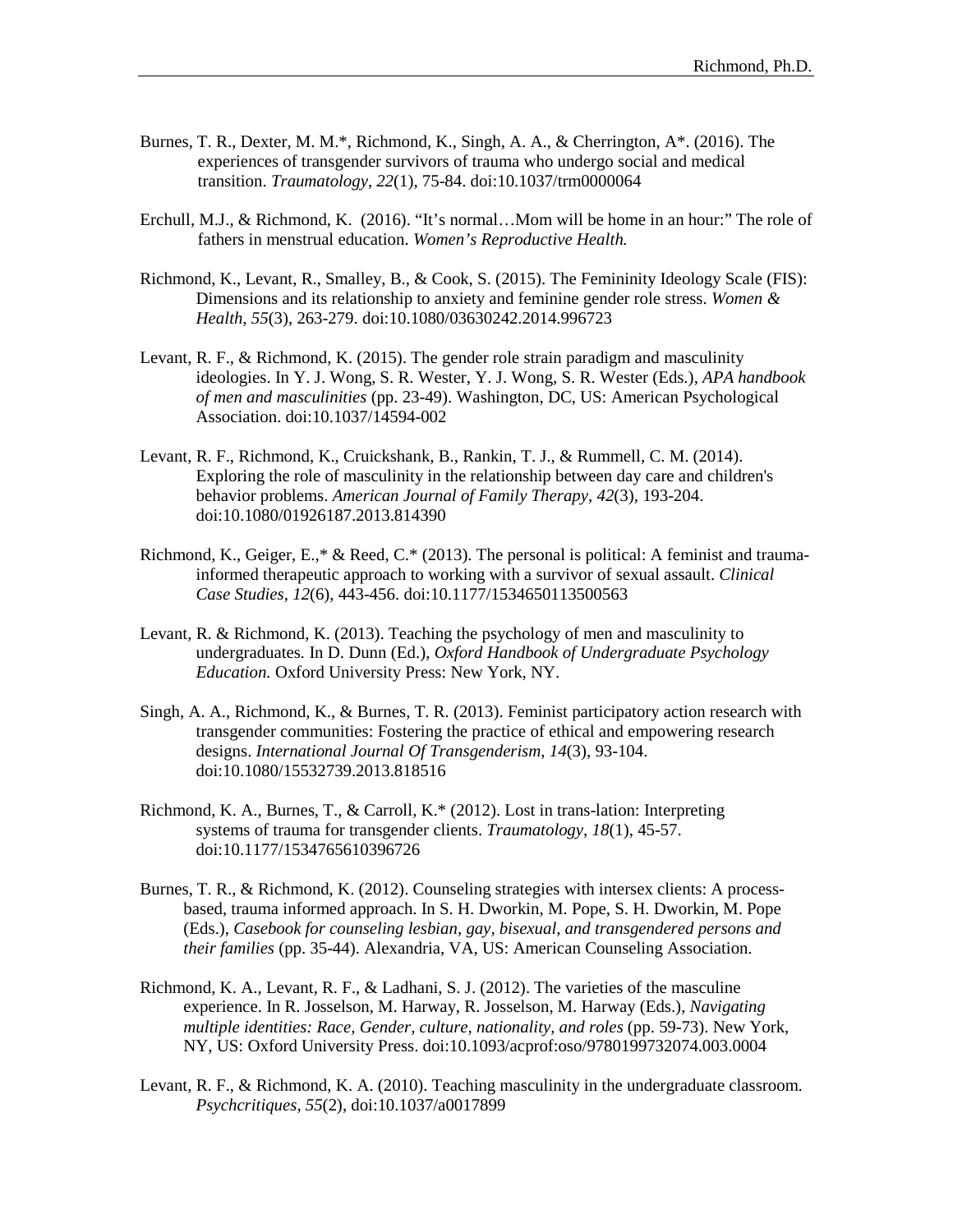Burnes, T. R., Dexter, M. M.*, Richmond, K., Singh, A. A., & Cherrington, A*. (2016). The experiences of transgender survivors of trauma who undergo social and medical transition. *Traumatology*, *22*(1), 75-84. doi:10.1037/trm0000064

Erchull, M.J., & Richmond, K. (2016). "It's normal…Mom will be home in an hour:" The role of fathers in menstrual education. *Women's Reproductive Health.*

Richmond, K., Levant, R., Smalley, B., & Cook, S. (2015). The Femininity Ideology Scale (FIS): Dimensions and its relationship to anxiety and feminine gender role stress. *Women & Health*, *55*(3), 263-279. doi:10.1080/03630242.2014.996723

Levant, R. F., & Richmond, K. (2015). The gender role strain paradigm and masculinity ideologies. In Y. J. Wong, S. R. Wester, Y. J. Wong, S. R. Wester (Eds.), *APA handbook of men and masculinities* (pp. 23-49). Washington, DC, US: American Psychological Association. doi:10.1037/14594-002

Levant, R. F., Richmond, K., Cruickshank, B., Rankin, T. J., & Rummell, C. M. (2014). Exploring the role of masculinity in the relationship between day care and children's behavior problems. *American Journal of Family Therapy*, *42*(3), 193-204. doi:10.1080/01926187.2013.814390

Richmond, K., Geiger, E.,* & Reed, C.* (2013). The personal is political: A feminist and trauma-informed therapeutic approach to working with a survivor of sexual assault. *Clinical Case Studies*, *12*(6), 443-456. doi:10.1177/1534650113500563

Levant, R. & Richmond, K. (2013). Teaching the psychology of men and masculinity to undergraduates. In D. Dunn (Ed.), *Oxford Handbook of Undergraduate Psychology Education.* Oxford University Press: New York, NY.

Singh, A. A., Richmond, K., & Burnes, T. R. (2013). Feminist participatory action research with transgender communities: Fostering the practice of ethical and empowering research designs. *International Journal Of Transgenderism*, *14*(3), 93-104. doi:10.1080/15532739.2013.818516

Richmond, K. A., Burnes, T., & Carroll, K.* (2012). Lost in trans-lation: Interpreting systems of trauma for transgender clients. *Traumatology*, *18*(1), 45-57. doi:10.1177/1534765610396726

Burnes, T. R., & Richmond, K. (2012). Counseling strategies with intersex clients: A process-based, trauma informed approach. In S. H. Dworkin, M. Pope, S. H. Dworkin, M. Pope (Eds.), *Casebook for counseling lesbian, gay, bisexual, and transgendered persons and their families* (pp. 35-44). Alexandria, VA, US: American Counseling Association.

Richmond, K. A., Levant, R. F., & Ladhani, S. J. (2012). The varieties of the masculine experience. In R. Josselson, M. Harway, R. Josselson, M. Harway (Eds.), *Navigating multiple identities: Race, Gender, culture, nationality, and roles* (pp. 59-73). New York, NY, US: Oxford University Press. doi:10.1093/acprof:oso/9780199732074.003.0004

Levant, R. F., & Richmond, K. A. (2010). Teaching masculinity in the undergraduate classroom. *Psychcritiques*, *55*(2), doi:10.1037/a0017899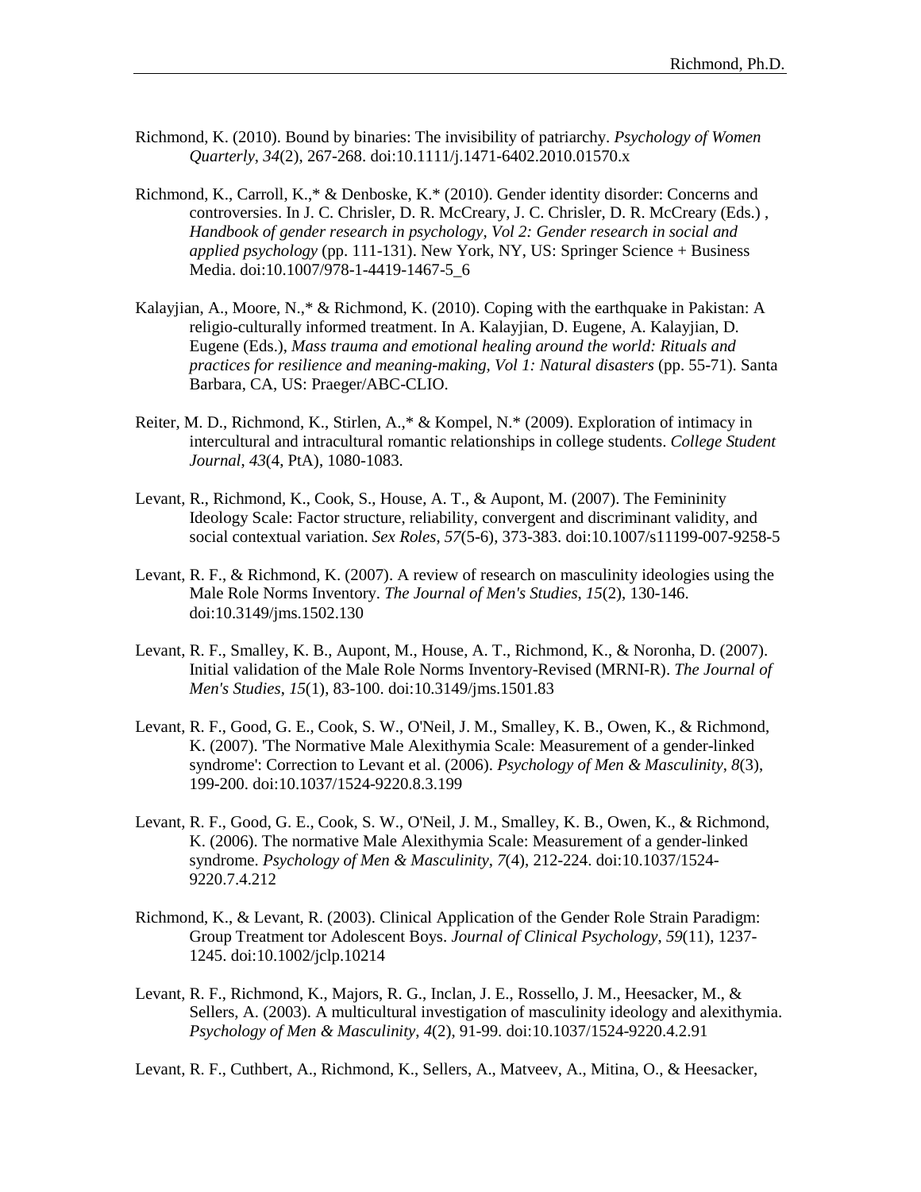Richmond, K. (2010). Bound by binaries: The invisibility of patriarchy. *Psychology of Women Quarterly, 34*(2), 267-268. doi:10.1111/j.1471-6402.2010.01570.x

Richmond, K., Carroll, K.,* & Denboske, K.* (2010). Gender identity disorder: Concerns and controversies. In J. C. Chrisler, D. R. McCreary, J. C. Chrisler, D. R. McCreary (Eds.) , *Handbook of gender research in psychology, Vol 2: Gender research in social and applied psychology* (pp. 111-131). New York, NY, US: Springer Science + Business Media. doi:10.1007/978-1-4419-1467-5_6

Kalayjian, A., Moore, N.,* & Richmond, K. (2010). Coping with the earthquake in Pakistan: A religio-culturally informed treatment. In A. Kalayjian, D. Eugene, A. Kalayjian, D. Eugene (Eds.), *Mass trauma and emotional healing around the world: Rituals and practices for resilience and meaning-making, Vol 1: Natural disasters* (pp. 55-71). Santa Barbara, CA, US: Praeger/ABC-CLIO.

Reiter, M. D., Richmond, K., Stirlen, A.,* & Kompel, N.* (2009). Exploration of intimacy in intercultural and intracultural romantic relationships in college students. *College Student Journal*, *43*(4, PtA), 1080-1083.

Levant, R., Richmond, K., Cook, S., House, A. T., & Aupont, M. (2007). The Femininity Ideology Scale: Factor structure, reliability, convergent and discriminant validity, and social contextual variation. *Sex Roles*, *57*(5-6), 373-383. doi:10.1007/s11199-007-9258-5

Levant, R. F., & Richmond, K. (2007). A review of research on masculinity ideologies using the Male Role Norms Inventory. *The Journal of Men's Studies*, *15*(2), 130-146. doi:10.3149/jms.1502.130

Levant, R. F., Smalley, K. B., Aupont, M., House, A. T., Richmond, K., & Noronha, D. (2007). Initial validation of the Male Role Norms Inventory-Revised (MRNI-R). *The Journal of Men's Studies*, *15*(1), 83-100. doi:10.3149/jms.1501.83

Levant, R. F., Good, G. E., Cook, S. W., O'Neil, J. M., Smalley, K. B., Owen, K., & Richmond, K. (2007). 'The Normative Male Alexithymia Scale: Measurement of a gender-linked syndrome': Correction to Levant et al. (2006). *Psychology of Men & Masculinity*, *8*(3), 199-200. doi:10.1037/1524-9220.8.3.199

Levant, R. F., Good, G. E., Cook, S. W., O'Neil, J. M., Smalley, K. B., Owen, K., & Richmond, K. (2006). The normative Male Alexithymia Scale: Measurement of a gender-linked syndrome. *Psychology of Men & Masculinity*, *7*(4), 212-224. doi:10.1037/1524-9220.7.4.212

Richmond, K., & Levant, R. (2003). Clinical Application of the Gender Role Strain Paradigm: Group Treatment tor Adolescent Boys. *Journal of Clinical Psychology*, *59*(11), 1237-1245. doi:10.1002/jclp.10214

Levant, R. F., Richmond, K., Majors, R. G., Inclan, J. E., Rossello, J. M., Heesacker, M., & Sellers, A. (2003). A multicultural investigation of masculinity ideology and alexithymia. *Psychology of Men & Masculinity, 4*(2), 91-99. doi:10.1037/1524-9220.4.2.91

Levant, R. F., Cuthbert, A., Richmond, K., Sellers, A., Matveev, A., Mitina, O., & Heesacker,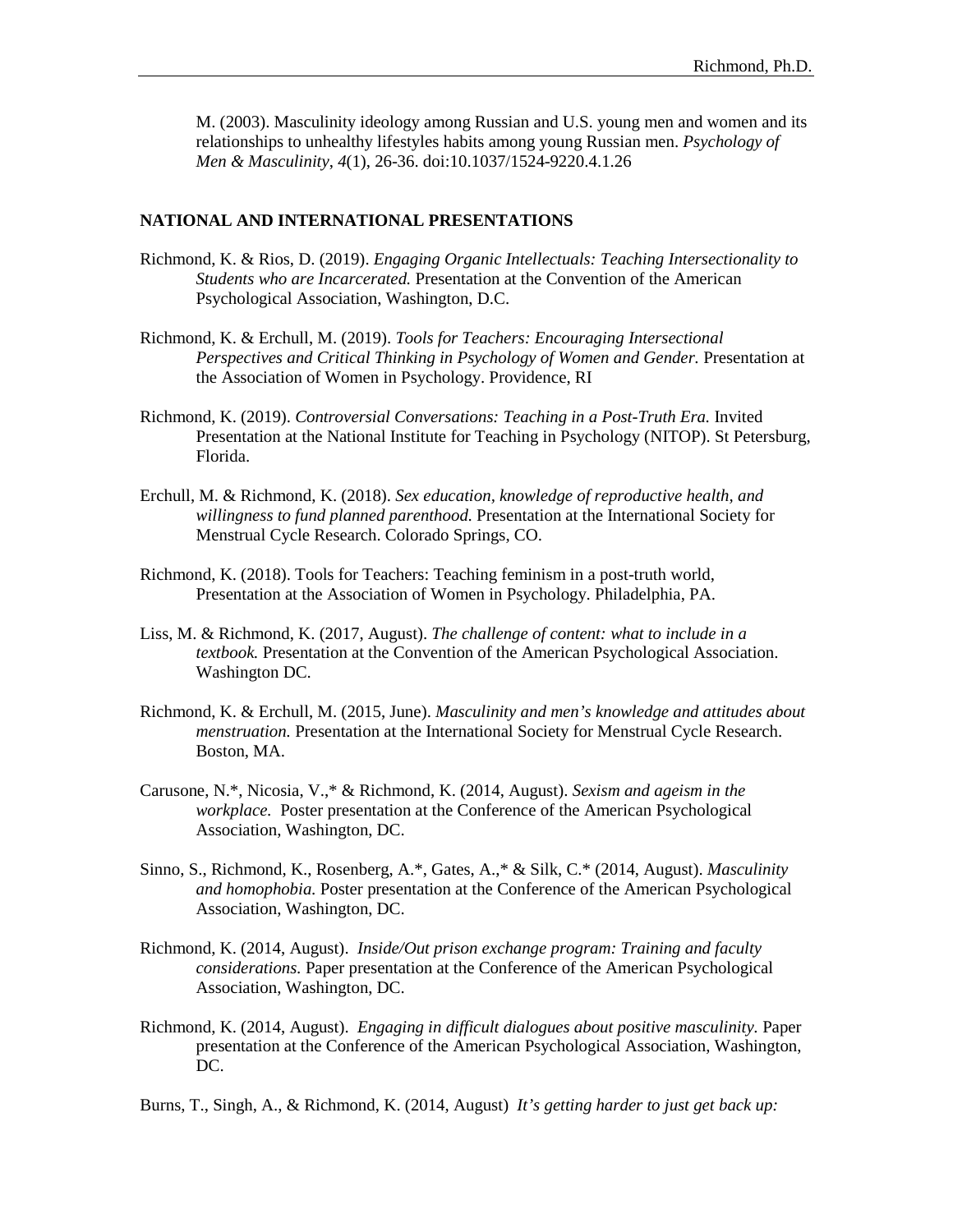M. (2003). Masculinity ideology among Russian and U.S. young men and women and its relationships to unhealthy lifestyles habits among young Russian men. *Psychology of Men & Masculinity*, *4*(1), 26-36. doi:10.1037/1524-9220.4.1.26

**NATIONAL AND INTERNATIONAL PRESENTATIONS**

Richmond, K. & Rios, D. (2019). *Engaging Organic Intellectuals: Teaching Intersectionality to Students who are Incarcerated.* Presentation at the Convention of the American Psychological Association, Washington, D.C.

Richmond, K. & Erchull, M. (2019). *Tools for Teachers: Encouraging Intersectional Perspectives and Critical Thinking in Psychology of Women and Gender.* Presentation at the Association of Women in Psychology. Providence, RI

Richmond, K. (2019). *Controversial Conversations: Teaching in a Post-Truth Era.* Invited Presentation at the National Institute for Teaching in Psychology (NITOP). St Petersburg, Florida.

Erchull, M. & Richmond, K. (2018). *Sex education, knowledge of reproductive health, and willingness to fund planned parenthood.* Presentation at the International Society for Menstrual Cycle Research. Colorado Springs, CO.

Richmond, K. (2018). Tools for Teachers: Teaching feminism in a post-truth world, Presentation at the Association of Women in Psychology. Philadelphia, PA.

Liss, M. & Richmond, K. (2017, August). *The challenge of content: what to include in a textbook.* Presentation at the Convention of the American Psychological Association. Washington DC.

Richmond, K. & Erchull, M. (2015, June). *Masculinity and men's knowledge and attitudes about menstruation.* Presentation at the International Society for Menstrual Cycle Research. Boston, MA.

Carusone, N.*, Nicosia, V.,* & Richmond, K. (2014, August). *Sexism and ageism in the workplace.* Poster presentation at the Conference of the American Psychological Association, Washington, DC.

Sinno, S., Richmond, K., Rosenberg, A.*, Gates, A.,* & Silk, C.* (2014, August). *Masculinity and homophobia.* Poster presentation at the Conference of the American Psychological Association, Washington, DC.

Richmond, K. (2014, August). *Inside/Out prison exchange program: Training and faculty considerations.* Paper presentation at the Conference of the American Psychological Association, Washington, DC.

Richmond, K. (2014, August). *Engaging in difficult dialogues about positive masculinity.* Paper presentation at the Conference of the American Psychological Association, Washington, DC.

Burns, T., Singh, A., & Richmond, K. (2014, August) *It's getting harder to just get back up:*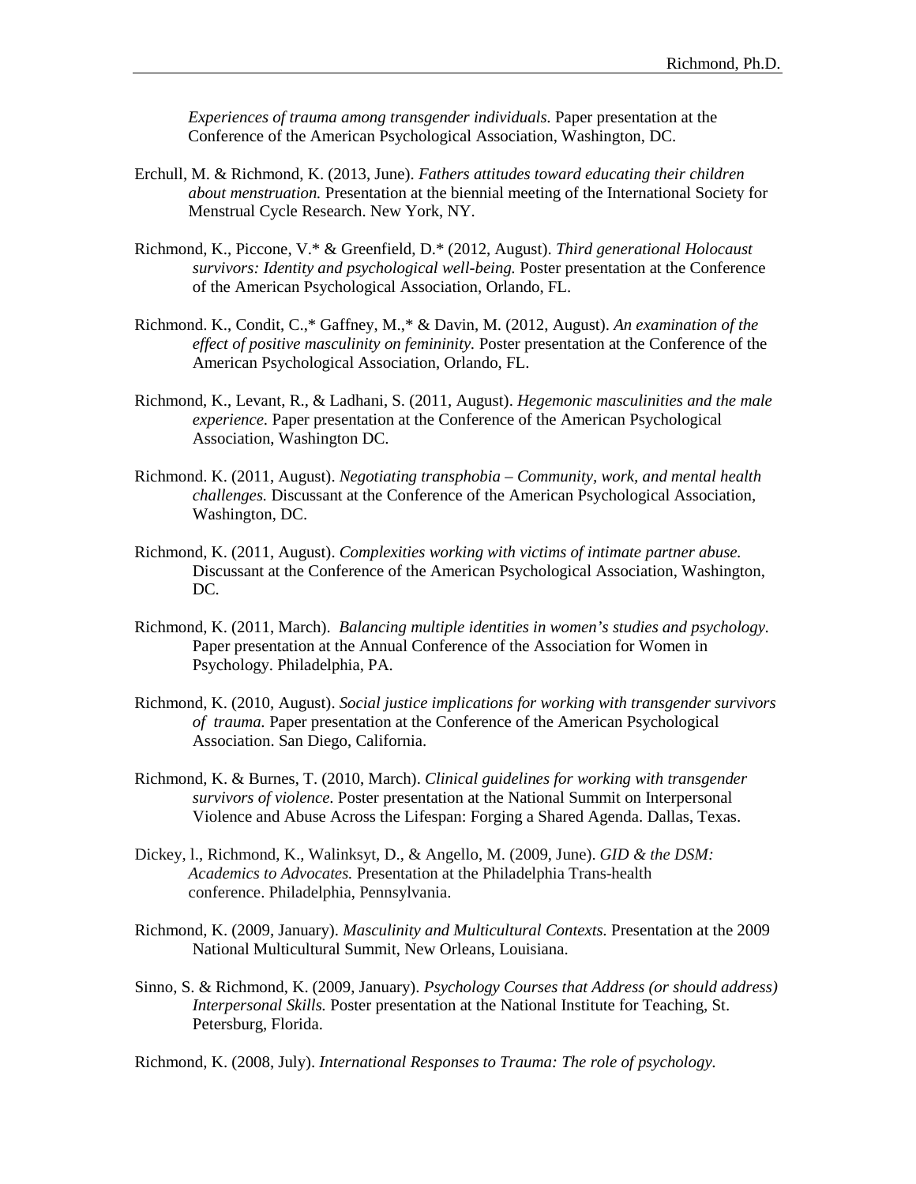*Experiences of trauma among transgender individuals.* Paper presentation at the Conference of the American Psychological Association, Washington, DC.

Erchull, M. & Richmond, K. (2013, June). *Fathers attitudes toward educating their children about menstruation.* Presentation at the biennial meeting of the International Society for Menstrual Cycle Research. New York, NY.

Richmond, K., Piccone, V.* & Greenfield, D.* (2012, August). *Third generational Holocaust survivors: Identity and psychological well-being.* Poster presentation at the Conference of the American Psychological Association, Orlando, FL.

Richmond. K., Condit, C.,* Gaffney, M.,* & Davin, M. (2012, August). *An examination of the effect of positive masculinity on femininity.* Poster presentation at the Conference of the American Psychological Association, Orlando, FL.

Richmond, K., Levant, R., & Ladhani, S. (2011, August). *Hegemonic masculinities and the male experience.* Paper presentation at the Conference of the American Psychological Association, Washington DC.

Richmond. K. (2011, August). *Negotiating transphobia – Community, work, and mental health challenges.* Discussant at the Conference of the American Psychological Association, Washington, DC.

Richmond, K. (2011, August). *Complexities working with victims of intimate partner abuse.* Discussant at the Conference of the American Psychological Association, Washington, DC.

Richmond, K. (2011, March). *Balancing multiple identities in women's studies and psychology.* Paper presentation at the Annual Conference of the Association for Women in Psychology. Philadelphia, PA.

Richmond, K. (2010, August). *Social justice implications for working with transgender survivors of trauma.* Paper presentation at the Conference of the American Psychological Association. San Diego, California.

Richmond, K. & Burnes, T. (2010, March). *Clinical guidelines for working with transgender survivors of violence.* Poster presentation at the National Summit on Interpersonal Violence and Abuse Across the Lifespan: Forging a Shared Agenda. Dallas, Texas.

Dickey, l., Richmond, K., Walinksyt, D., & Angello, M. (2009, June). *GID & the DSM: Academics to Advocates.* Presentation at the Philadelphia Trans-health conference. Philadelphia, Pennsylvania.

Richmond, K. (2009, January). *Masculinity and Multicultural Contexts.* Presentation at the 2009 National Multicultural Summit, New Orleans, Louisiana.

Sinno, S. & Richmond, K. (2009, January). *Psychology Courses that Address (or should address) Interpersonal Skills.* Poster presentation at the National Institute for Teaching, St. Petersburg, Florida.

Richmond, K. (2008, July). *International Responses to Trauma: The role of psychology.*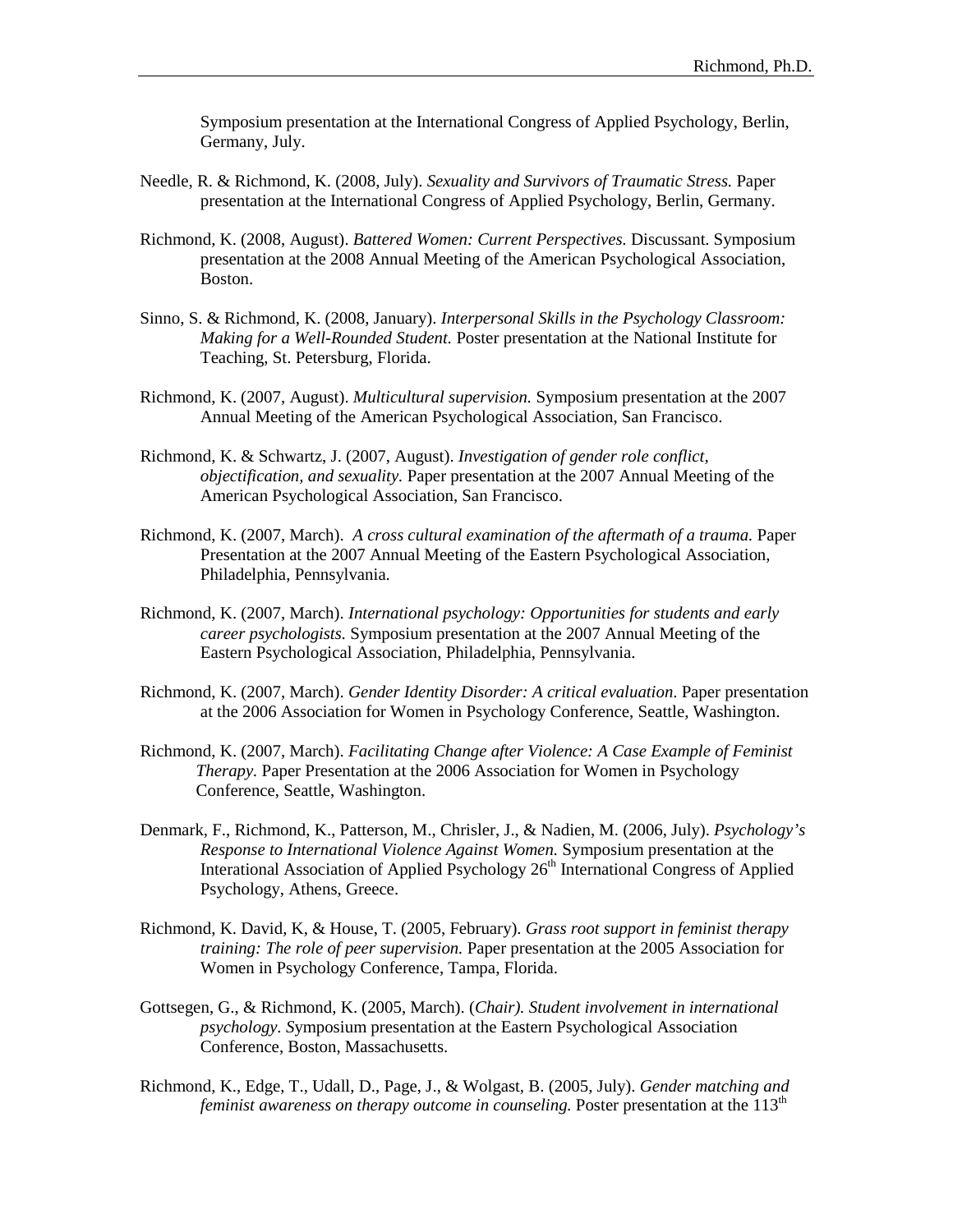Symposium presentation at the International Congress of Applied Psychology, Berlin, Germany, July.

Needle, R. & Richmond, K. (2008, July). *Sexuality and Survivors of Traumatic Stress.* Paper presentation at the International Congress of Applied Psychology, Berlin, Germany.

Richmond, K. (2008, August). *Battered Women: Current Perspectives.* Discussant. Symposium presentation at the 2008 Annual Meeting of the American Psychological Association, Boston.

Sinno, S. & Richmond, K. (2008, January). *Interpersonal Skills in the Psychology Classroom: Making for a Well-Rounded Student.* Poster presentation at the National Institute for Teaching, St. Petersburg, Florida.

Richmond, K. (2007, August). *Multicultural supervision.* Symposium presentation at the 2007 Annual Meeting of the American Psychological Association, San Francisco.

Richmond, K. & Schwartz, J. (2007, August). *Investigation of gender role conflict, objectification, and sexuality.* Paper presentation at the 2007 Annual Meeting of the American Psychological Association, San Francisco.

Richmond, K. (2007, March). *A cross cultural examination of the aftermath of a trauma.* Paper Presentation at the 2007 Annual Meeting of the Eastern Psychological Association, Philadelphia, Pennsylvania.

Richmond, K. (2007, March). *International psychology: Opportunities for students and early career psychologists.* Symposium presentation at the 2007 Annual Meeting of the Eastern Psychological Association, Philadelphia, Pennsylvania.

Richmond, K. (2007, March). *Gender Identity Disorder: A critical evaluation*. Paper presentation at the 2006 Association for Women in Psychology Conference, Seattle, Washington.

Richmond, K. (2007, March). *Facilitating Change after Violence: A Case Example of Feminist Therapy.* Paper Presentation at the 2006 Association for Women in Psychology Conference, Seattle, Washington.

Denmark, F., Richmond, K., Patterson, M., Chrisler, J., & Nadien, M. (2006, July). *Psychology's Response to International Violence Against Women.* Symposium presentation at the Interational Association of Applied Psychology 26th International Congress of Applied Psychology, Athens, Greece.

Richmond, K. David, K, & House, T. (2005, February). *Grass root support in feminist therapy training: The role of peer supervision.* Paper presentation at the 2005 Association for Women in Psychology Conference, Tampa, Florida.

Gottsegen, G., & Richmond, K. (2005, March). (*Chair). Student involvement in international psychology.* Symposium presentation at the Eastern Psychological Association Conference, Boston, Massachusetts.

Richmond, K., Edge, T., Udall, D., Page, J., & Wolgast, B. (2005, July). *Gender matching and feminist awareness on therapy outcome in counseling.* Poster presentation at the 113th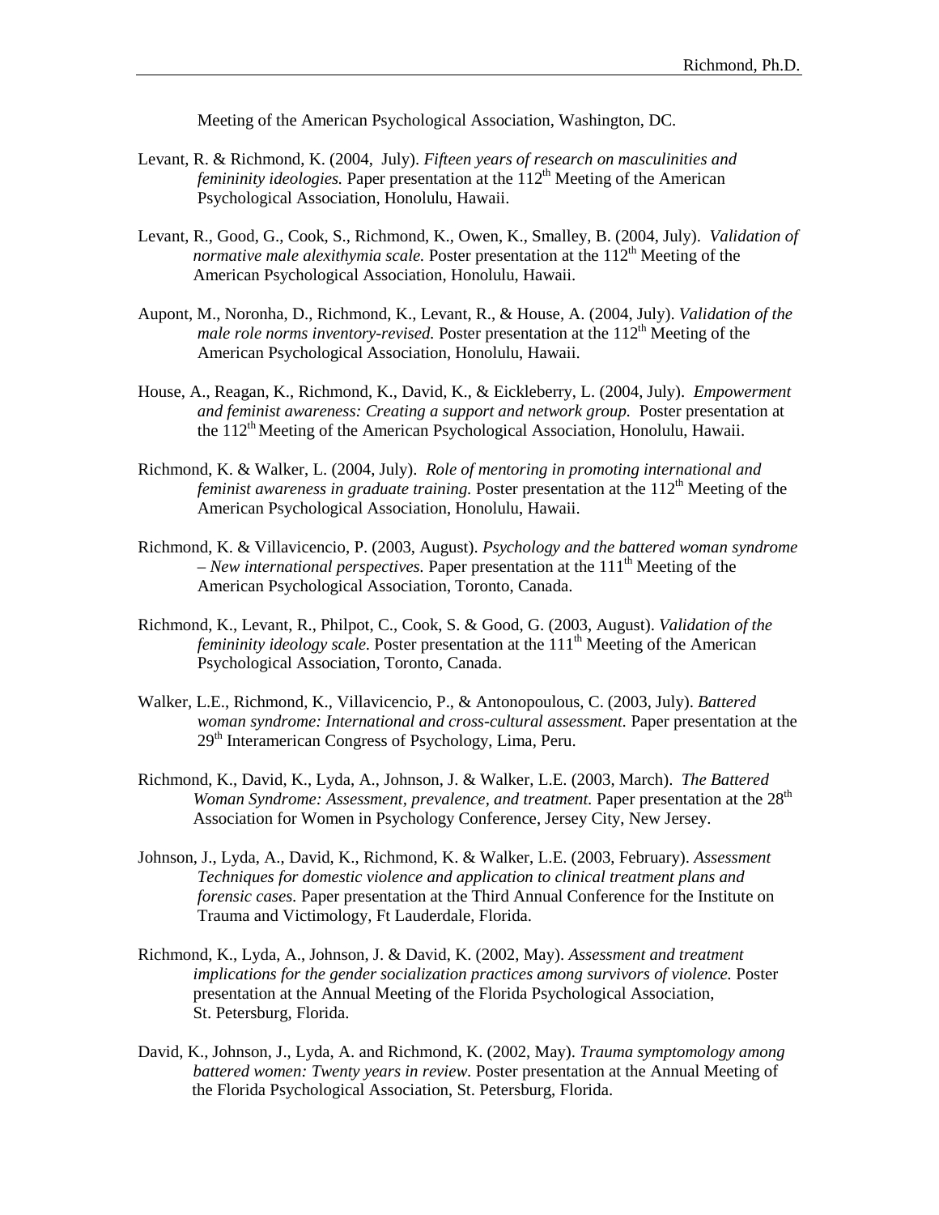Meeting of the American Psychological Association, Washington, DC.

Levant, R. & Richmond, K. (2004, July). *Fifteen years of research on masculinities and femininity ideologies.* Paper presentation at the 112th Meeting of the American Psychological Association, Honolulu, Hawaii.

Levant, R., Good, G., Cook, S., Richmond, K., Owen, K., Smalley, B. (2004, July). *Validation of normative male alexithymia scale.* Poster presentation at the 112th Meeting of the American Psychological Association, Honolulu, Hawaii.

Aupont, M., Noronha, D., Richmond, K., Levant, R., & House, A. (2004, July). *Validation of the male role norms inventory-revised.* Poster presentation at the 112th Meeting of the American Psychological Association, Honolulu, Hawaii.

House, A., Reagan, K., Richmond, K., David, K., & Eickleberry, L. (2004, July). *Empowerment and feminist awareness: Creating a support and network group.* Poster presentation at the 112th Meeting of the American Psychological Association, Honolulu, Hawaii.

Richmond, K. & Walker, L. (2004, July). *Role of mentoring in promoting international and feminist awareness in graduate training.* Poster presentation at the 112th Meeting of the American Psychological Association, Honolulu, Hawaii.

Richmond, K. & Villavicencio, P. (2003, August). *Psychology and the battered woman syndrome – New international perspectives.* Paper presentation at the 111th Meeting of the American Psychological Association, Toronto, Canada.

Richmond, K., Levant, R., Philpot, C., Cook, S. & Good, G. (2003, August). *Validation of the femininity ideology scale.* Poster presentation at the 111th Meeting of the American Psychological Association, Toronto, Canada.

Walker, L.E., Richmond, K., Villavicencio, P., & Antonopoulous, C. (2003, July). *Battered woman syndrome: International and cross-cultural assessment.* Paper presentation at the 29th Interamerican Congress of Psychology, Lima, Peru.

Richmond, K., David, K., Lyda, A., Johnson, J. & Walker, L.E. (2003, March). *The Battered Woman Syndrome: Assessment, prevalence, and treatment.* Paper presentation at the 28th Association for Women in Psychology Conference, Jersey City, New Jersey.

Johnson, J., Lyda, A., David, K., Richmond, K. & Walker, L.E. (2003, February). *Assessment Techniques for domestic violence and application to clinical treatment plans and forensic cases.* Paper presentation at the Third Annual Conference for the Institute on Trauma and Victimology, Ft Lauderdale, Florida.

Richmond, K., Lyda, A., Johnson, J. & David, K. (2002, May). *Assessment and treatment implications for the gender socialization practices among survivors of violence.* Poster presentation at the Annual Meeting of the Florida Psychological Association, St. Petersburg, Florida.

David, K., Johnson, J., Lyda, A. and Richmond, K. (2002, May). *Trauma symptomology among battered women: Twenty years in review.* Poster presentation at the Annual Meeting of the Florida Psychological Association, St. Petersburg, Florida.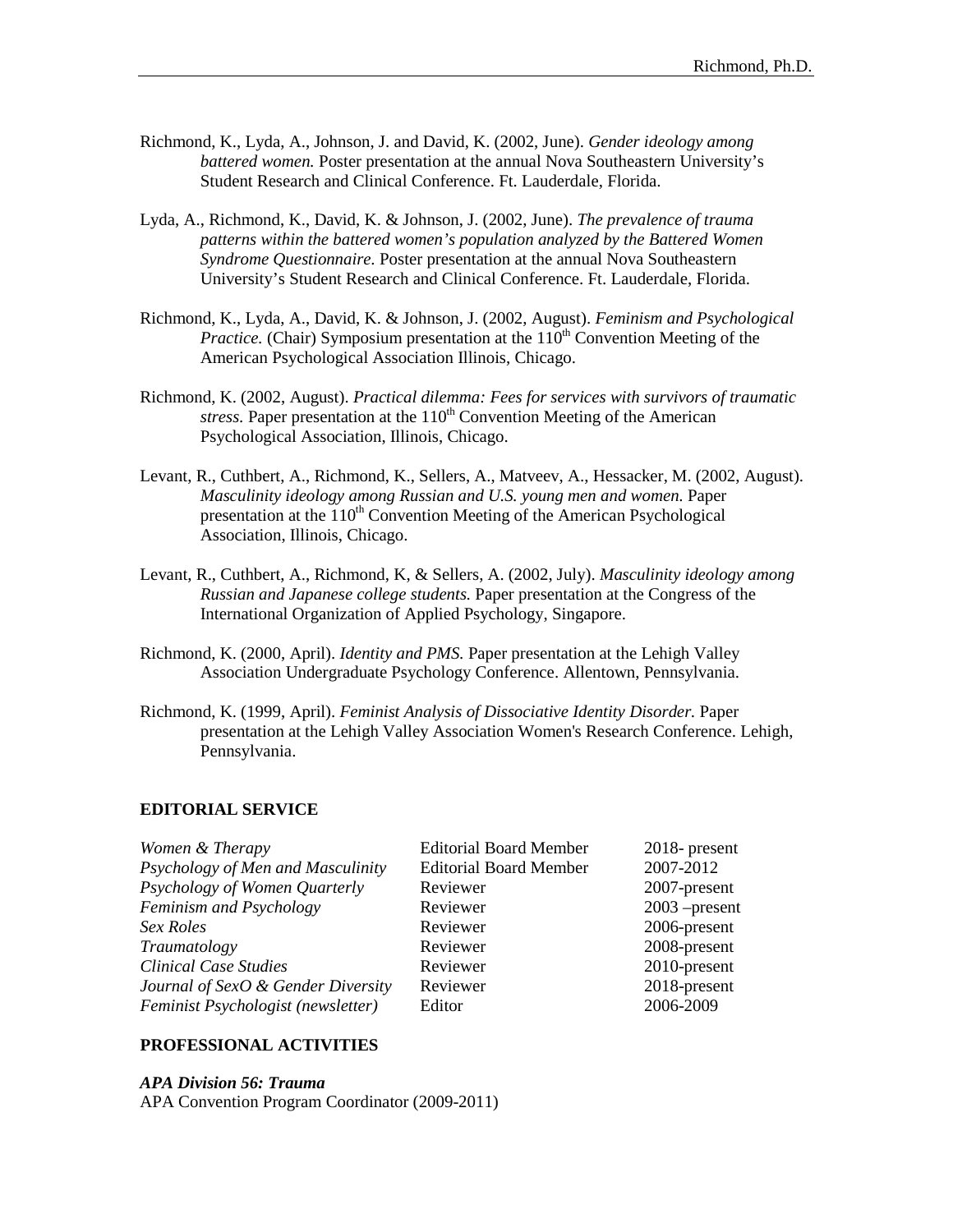Richmond, K., Lyda, A., Johnson, J. and David, K. (2002, June). *Gender ideology among battered women.* Poster presentation at the annual Nova Southeastern University's Student Research and Clinical Conference. Ft. Lauderdale, Florida.

Lyda, A., Richmond, K., David, K. & Johnson, J. (2002, June). *The prevalence of trauma patterns within the battered women's population analyzed by the Battered Women Syndrome Questionnaire.* Poster presentation at the annual Nova Southeastern University's Student Research and Clinical Conference. Ft. Lauderdale, Florida.

Richmond, K., Lyda, A., David, K. & Johnson, J. (2002, August). *Feminism and Psychological Practice.* (Chair) Symposium presentation at the 110th Convention Meeting of the American Psychological Association Illinois, Chicago.

Richmond, K. (2002, August). *Practical dilemma: Fees for services with survivors of traumatic stress.* Paper presentation at the 110th Convention Meeting of the American Psychological Association, Illinois, Chicago.

Levant, R., Cuthbert, A., Richmond, K., Sellers, A., Matveev, A., Hessacker, M. (2002, August). *Masculinity ideology among Russian and U.S. young men and women.* Paper presentation at the 110th Convention Meeting of the American Psychological Association, Illinois, Chicago.

Levant, R., Cuthbert, A., Richmond, K, & Sellers, A. (2002, July). *Masculinity ideology among Russian and Japanese college students.* Paper presentation at the Congress of the International Organization of Applied Psychology, Singapore.

Richmond, K. (2000, April). *Identity and PMS.* Paper presentation at the Lehigh Valley Association Undergraduate Psychology Conference. Allentown, Pennsylvania.

Richmond, K. (1999, April). *Feminist Analysis of Dissociative Identity Disorder.* Paper presentation at the Lehigh Valley Association Women's Research Conference. Lehigh, Pennsylvania.

## EDITORIAL SERVICE

| | | |
|---|---|---|
| *Women & Therapy* | Editorial Board Member | 2018- present |
| *Psychology of Men and Masculinity* | Editorial Board Member | 2007-2012 |
| *Psychology of Women Quarterly* | Reviewer | 2007-present |
| *Feminism and Psychology* | Reviewer | 2003 –present |
| *Sex Roles* | Reviewer | 2006-present |
| *Traumatology* | Reviewer | 2008-present |
| *Clinical Case Studies* | Reviewer | 2010-present |
| *Journal of SexO & Gender Diversity* | Reviewer | 2018-present |
| *Feminist Psychologist (newsletter)* | Editor | 2006-2009 |

## PROFESSIONAL ACTIVITIES

***APA Division 56: Trauma***

APA Convention Program Coordinator (2009-2011)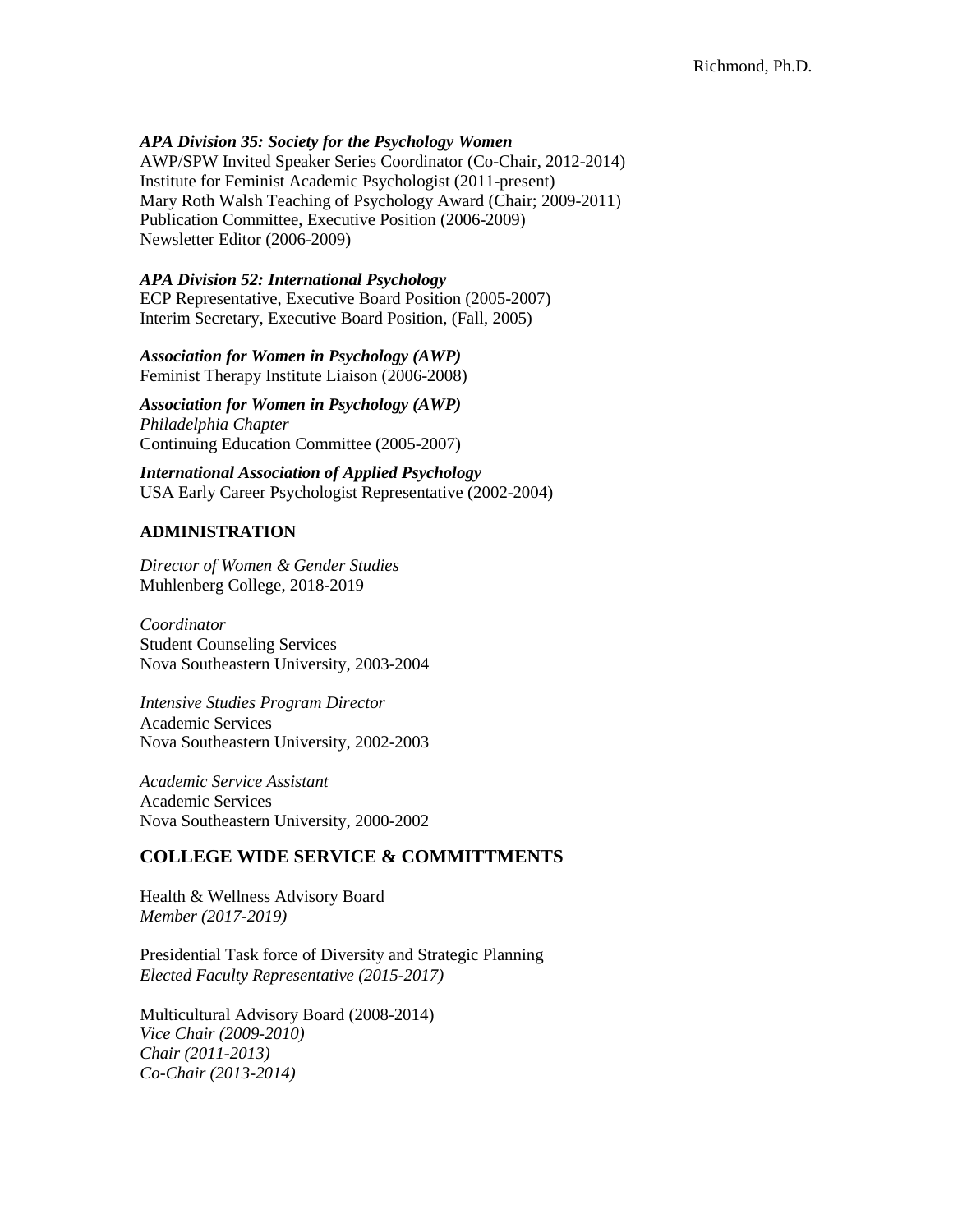***APA Division 35: Society for the Psychology Women***
AWP/SPW Invited Speaker Series Coordinator (Co-Chair, 2012-2014)
Institute for Feminist Academic Psychologist (2011-present)
Mary Roth Walsh Teaching of Psychology Award (Chair; 2009-2011)
Publication Committee, Executive Position (2006-2009)
Newsletter Editor (2006-2009)

***APA Division 52: International Psychology***
ECP Representative, Executive Board Position (2005-2007)
Interim Secretary, Executive Board Position, (Fall, 2005)

***Association for Women in Psychology (AWP)***
Feminist Therapy Institute Liaison (2006-2008)

***Association for Women in Psychology (AWP)***
*Philadelphia Chapter*
Continuing Education Committee (2005-2007)

***International Association of Applied Psychology***
USA Early Career Psychologist Representative (2002-2004)

## ADMINISTRATION

*Director of Women & Gender Studies*
Muhlenberg College, 2018-2019

*Coordinator*
Student Counseling Services
Nova Southeastern University, 2003-2004

*Intensive Studies Program Director*
Academic Services
Nova Southeastern University, 2002-2003

*Academic Service Assistant*
Academic Services
Nova Southeastern University, 2000-2002

## COLLEGE WIDE SERVICE & COMMITTMENTS

Health & Wellness Advisory Board
*Member (2017-2019)*

Presidential Task force of Diversity and Strategic Planning
*Elected Faculty Representative (2015-2017)*

Multicultural Advisory Board (2008-2014)
*Vice Chair (2009-2010)*
*Chair (2011-2013)*
*Co-Chair (2013-2014)*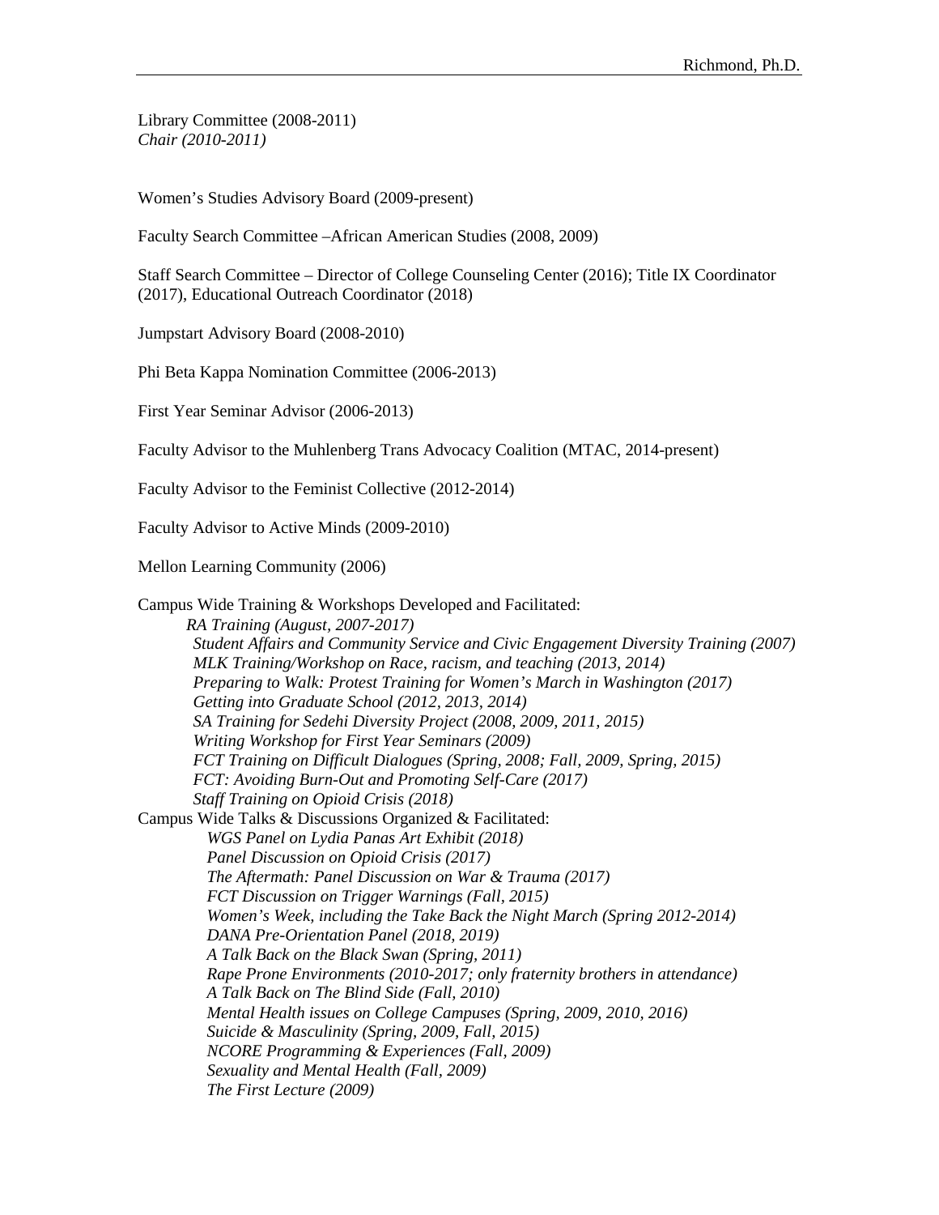Library Committee (2008-2011)
*Chair (2010-2011)*

Women's Studies Advisory Board (2009-present)

Faculty Search Committee –African American Studies (2008, 2009)

Staff Search Committee – Director of College Counseling Center (2016); Title IX Coordinator (2017), Educational Outreach Coordinator (2018)

Jumpstart Advisory Board (2008-2010)

Phi Beta Kappa Nomination Committee (2006-2013)

First Year Seminar Advisor (2006-2013)

Faculty Advisor to the Muhlenberg Trans Advocacy Coalition (MTAC, 2014-present)

Faculty Advisor to the Feminist Collective (2012-2014)

Faculty Advisor to Active Minds (2009-2010)

Mellon Learning Community (2006)

Campus Wide Training & Workshops Developed and Facilitated:

- *RA Training (August, 2007-2017)*
- *Student Affairs and Community Service and Civic Engagement Diversity Training (2007)*
- *MLK Training/Workshop on Race, racism, and teaching (2013, 2014)*
- *Preparing to Walk: Protest Training for Women's March in Washington (2017)*
- *Getting into Graduate School (2012, 2013, 2014)*
- *SA Training for Sedehi Diversity Project (2008, 2009, 2011, 2015)*
- *Writing Workshop for First Year Seminars (2009)*
- *FCT Training on Difficult Dialogues (Spring, 2008; Fall, 2009, Spring, 2015)*
- *FCT: Avoiding Burn-Out and Promoting Self-Care (2017)*
- *Staff Training on Opioid Crisis (2018)*

Campus Wide Talks & Discussions Organized & Facilitated:

- *WGS Panel on Lydia Panas Art Exhibit (2018)*
- *Panel Discussion on Opioid Crisis (2017)*
- *The Aftermath: Panel Discussion on War & Trauma (2017)*
- *FCT Discussion on Trigger Warnings (Fall, 2015)*
- *Women's Week, including the Take Back the Night March (Spring 2012-2014)*
- *DANA Pre-Orientation Panel (2018, 2019)*
- *A Talk Back on the Black Swan (Spring, 2011)*
- *Rape Prone Environments (2010-2017; only fraternity brothers in attendance)*
- *A Talk Back on The Blind Side (Fall, 2010)*
- *Mental Health issues on College Campuses (Spring, 2009, 2010, 2016)*
- *Suicide & Masculinity (Spring, 2009, Fall, 2015)*
- *NCORE Programming & Experiences (Fall, 2009)*
- *Sexuality and Mental Health (Fall, 2009)*
- *The First Lecture (2009)*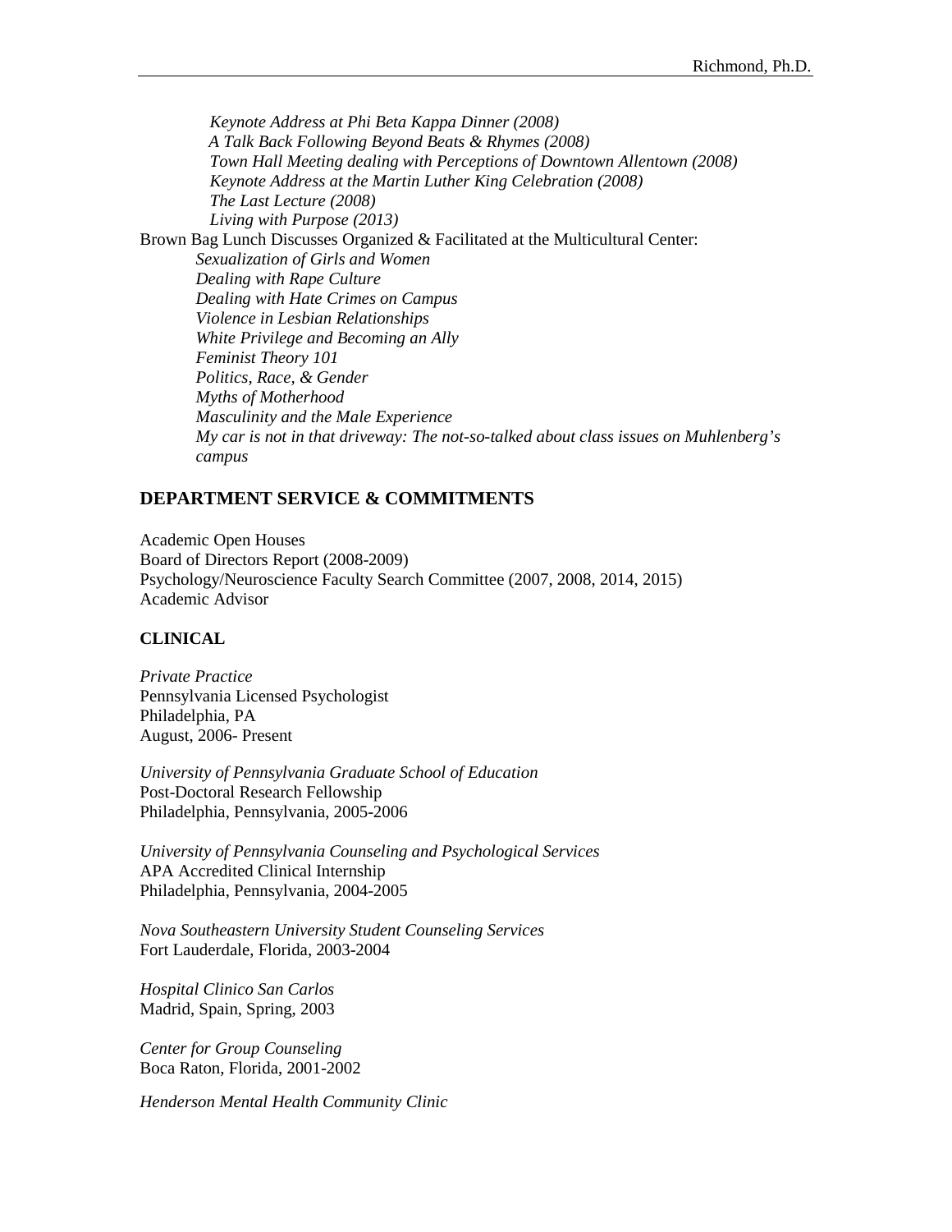*Keynote Address at Phi Beta Kappa Dinner (2008)*
*A Talk Back Following Beyond Beats & Rhymes (2008)*
*Town Hall Meeting dealing with Perceptions of Downtown Allentown (2008)*
*Keynote Address at the Martin Luther King Celebration (2008)*
*The Last Lecture (2008)*
*Living with Purpose (2013)*

Brown Bag Lunch Discusses Organized & Facilitated at the Multicultural Center:

*Sexualization of Girls and Women*
*Dealing with Rape Culture*
*Dealing with Hate Crimes on Campus*
*Violence in Lesbian Relationships*
*White Privilege and Becoming an Ally*
*Feminist Theory 101*
*Politics, Race, & Gender*
*Myths of Motherhood*
*Masculinity and the Male Experience*
*My car is not in that driveway: The not-so-talked about class issues on Muhlenberg's campus*

## DEPARTMENT SERVICE & COMMITMENTS

Academic Open Houses
Board of Directors Report (2008-2009)
Psychology/Neuroscience Faculty Search Committee (2007, 2008, 2014, 2015)
Academic Advisor

### CLINICAL

*Private Practice*
Pennsylvania Licensed Psychologist
Philadelphia, PA
August, 2006- Present

*University of Pennsylvania Graduate School of Education*
Post-Doctoral Research Fellowship
Philadelphia, Pennsylvania, 2005-2006

*University of Pennsylvania Counseling and Psychological Services*
APA Accredited Clinical Internship
Philadelphia, Pennsylvania, 2004-2005

*Nova Southeastern University Student Counseling Services*
Fort Lauderdale, Florida, 2003-2004

*Hospital Clinico San Carlos*
Madrid, Spain, Spring, 2003

*Center for Group Counseling*
Boca Raton, Florida, 2001-2002

*Henderson Mental Health Community Clinic*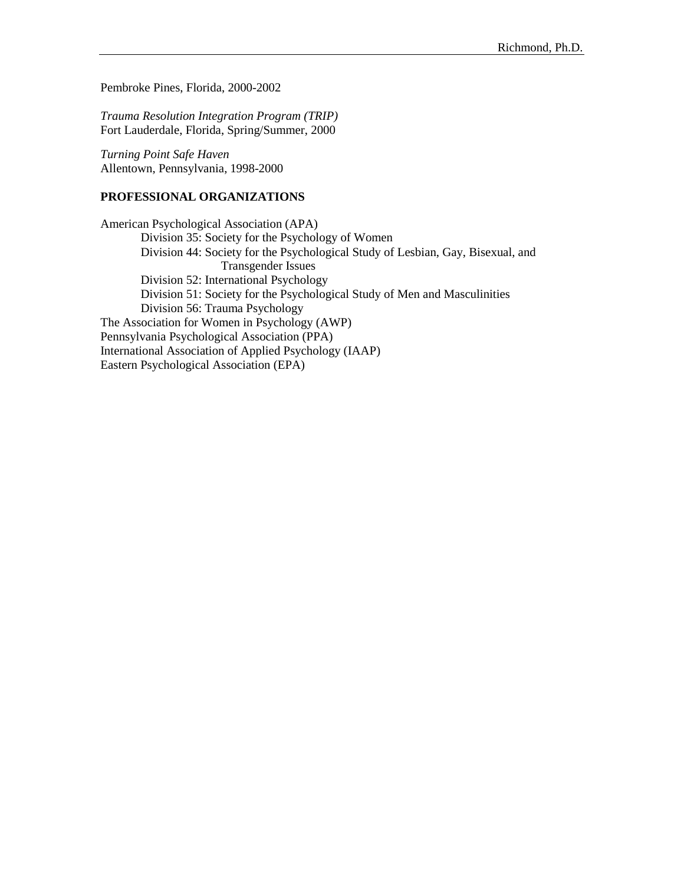Pembroke Pines, Florida, 2000-2002

*Trauma Resolution Integration Program (TRIP)*
Fort Lauderdale, Florida, Spring/Summer, 2000

*Turning Point Safe Haven*
Allentown, Pennsylvania, 1998-2000

**PROFESSIONAL ORGANIZATIONS**

American Psychological Association (APA)
- Division 35: Society for the Psychology of Women
- Division 44: Society for the Psychological Study of Lesbian, Gay, Bisexual, and Transgender Issues
- Division 52: International Psychology
- Division 51: Society for the Psychological Study of Men and Masculinities
- Division 56: Trauma Psychology

The Association for Women in Psychology (AWP)
Pennsylvania Psychological Association (PPA)
International Association of Applied Psychology (IAAP)
Eastern Psychological Association (EPA)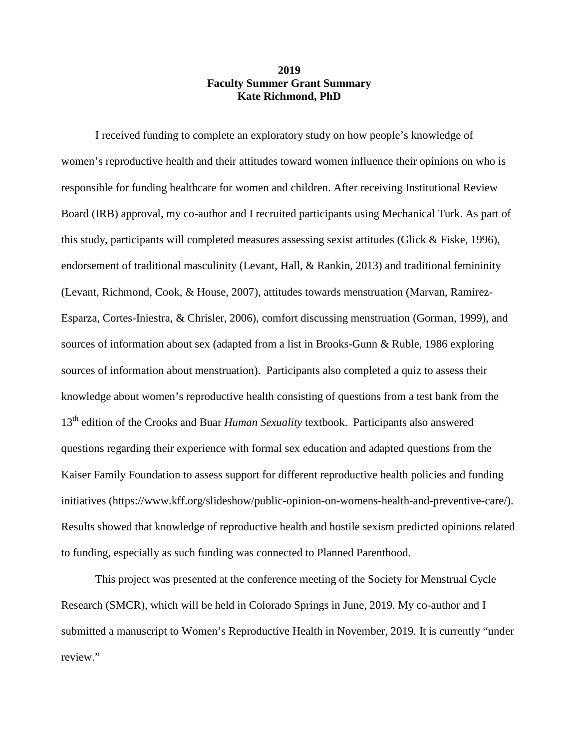**2019**
**Faculty Summer Grant Summary**
**Kate Richmond, PhD**

I received funding to complete an exploratory study on how people's knowledge of women's reproductive health and their attitudes toward women influence their opinions on who is responsible for funding healthcare for women and children. After receiving Institutional Review Board (IRB) approval, my co-author and I recruited participants using Mechanical Turk. As part of this study, participants will completed measures assessing sexist attitudes (Glick & Fiske, 1996), endorsement of traditional masculinity (Levant, Hall, & Rankin, 2013) and traditional femininity (Levant, Richmond, Cook, & House, 2007), attitudes towards menstruation (Marvan, Ramirez-Esparza, Cortes-Iniestra, & Chrisler, 2006), comfort discussing menstruation (Gorman, 1999), and sources of information about sex (adapted from a list in Brooks-Gunn & Ruble, 1986 exploring sources of information about menstruation). Participants also completed a quiz to assess their knowledge about women's reproductive health consisting of questions from a test bank from the 13th edition of the Crooks and Buar *Human Sexuality* textbook. Participants also answered questions regarding their experience with formal sex education and adapted questions from the Kaiser Family Foundation to assess support for different reproductive health policies and funding initiatives (https://www.kff.org/slideshow/public-opinion-on-womens-health-and-preventive-care/). Results showed that knowledge of reproductive health and hostile sexism predicted opinions related to funding, especially as such funding was connected to Planned Parenthood.

This project was presented at the conference meeting of the Society for Menstrual Cycle Research (SMCR), which will be held in Colorado Springs in June, 2019. My co-author and I submitted a manuscript to Women's Reproductive Health in November, 2019. It is currently "under review."